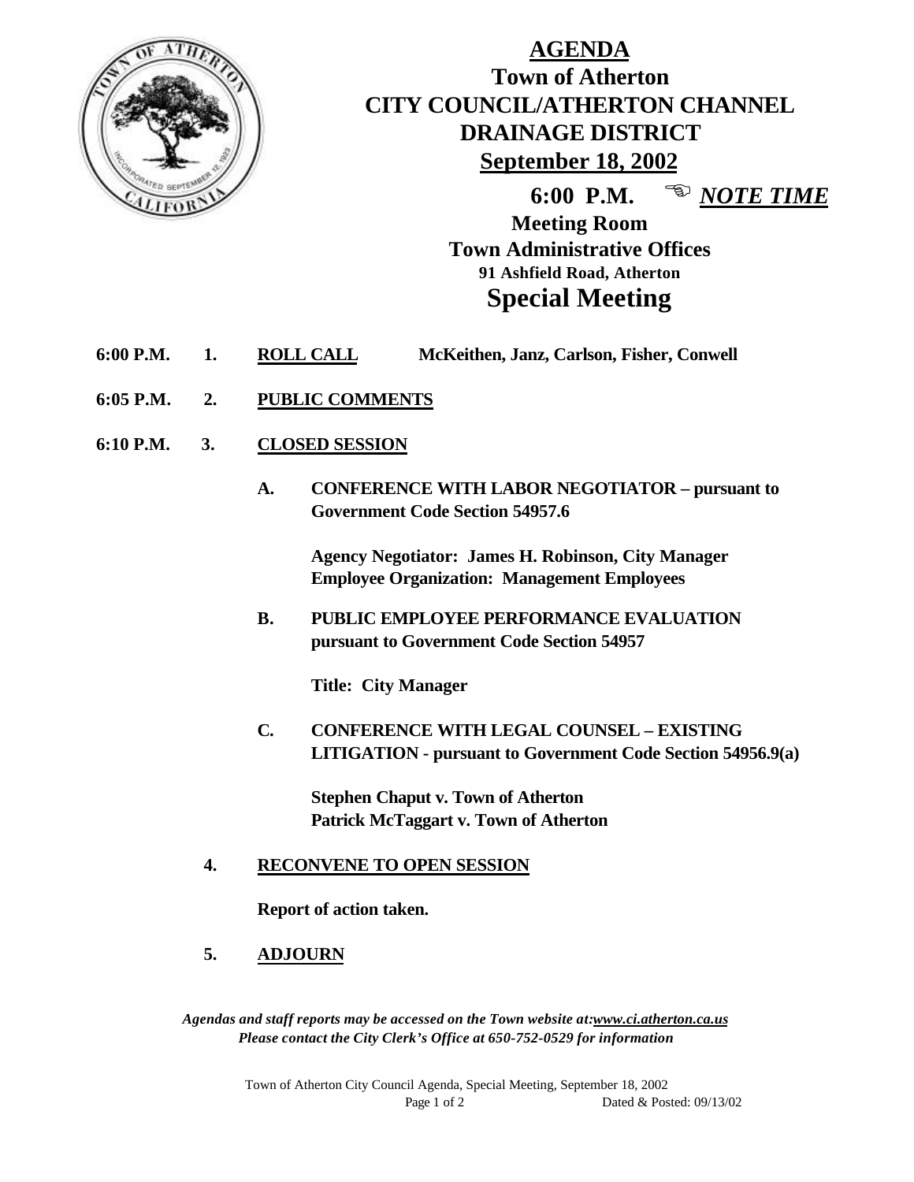# AGENDA

## Town of Atherton
## CITY COUNCIL/ATHERTON CHANNEL DRAINAGE DISTRICT
## September 18, 2002

**6:00 P.M.** ☜ ***NOTE TIME***

**Meeting Room**
**Town Administrative Offices**
**91 Ashfield Road, Atherton**

## Special Meeting

**6:00 P.M. 1. ROLL CALL** **McKeithen, Janz, Carlson, Fisher, Conwell**

**6:05 P.M. 2. PUBLIC COMMENTS**

**6:10 P.M. 3. CLOSED SESSION**

**A. CONFERENCE WITH LABOR NEGOTIATOR – pursuant to Government Code Section 54957.6**

**Agency Negotiator: James H. Robinson, City Manager**
**Employee Organization: Management Employees**

**B. PUBLIC EMPLOYEE PERFORMANCE EVALUATION pursuant to Government Code Section 54957**

**Title: City Manager**

**C. CONFERENCE WITH LEGAL COUNSEL – EXISTING LITIGATION - pursuant to Government Code Section 54956.9(a)**

**Stephen Chaput v. Town of Atherton**
**Patrick McTaggart v. Town of Atherton**

**4. RECONVENE TO OPEN SESSION**

**Report of action taken.**

**5. ADJOURN**

***Agendas and staff reports may be accessed on the Town website at: www.ci.atherton.ca.us***
***Please contact the City Clerk's Office at 650-752-0529 for information***

Town of Atherton City Council Agenda, Special Meeting, September 18, 2002
Dated & Posted: 09/13/02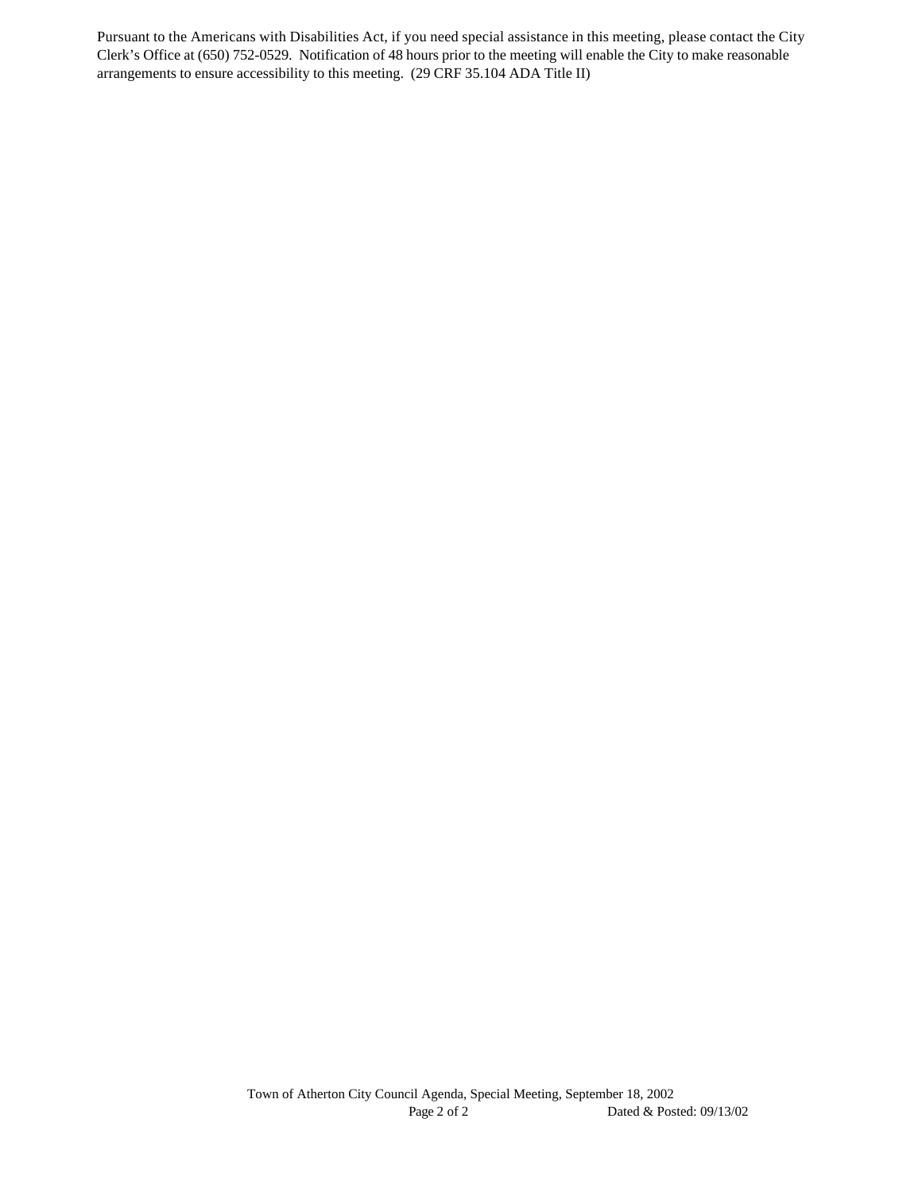Pursuant to the Americans with Disabilities Act, if you need special assistance in this meeting, please contact the City Clerk's Office at (650) 752-0529. Notification of 48 hours prior to the meeting will enable the City to make reasonable arrangements to ensure accessibility to this meeting. (29 CRF 35.104 ADA Title II)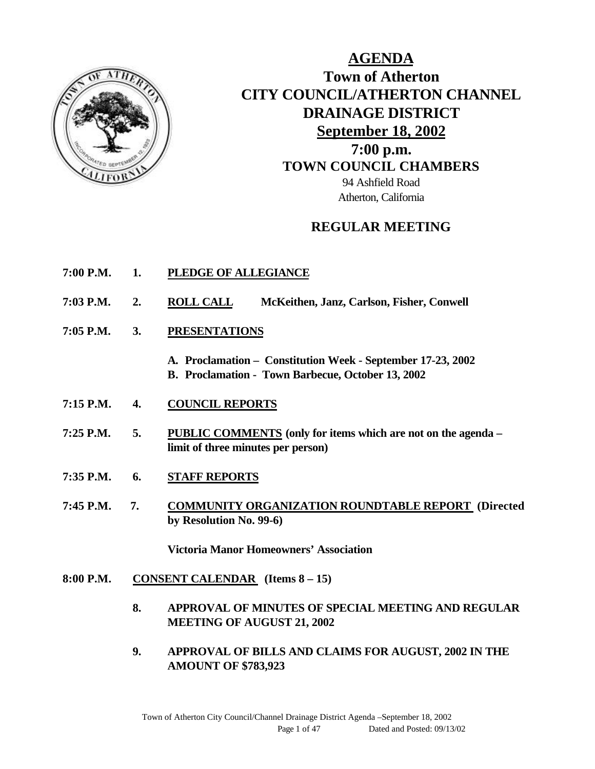# AGENDA

## Town of Atherton
## CITY COUNCIL/ATHERTON CHANNEL DRAINAGE DISTRICT
## September 18, 2002
## 7:00 p.m.
## TOWN COUNCIL CHAMBERS

94 Ashfield Road
Atherton, California

## REGULAR MEETING

**7:00 P.M.** **1.** **PLEDGE OF ALLEGIANCE**

**7:03 P.M.** **2.** **ROLL CALL** **McKeithen, Janz, Carlson, Fisher, Conwell**

**7:05 P.M.** **3.** **PRESENTATIONS**

- **A. Proclamation – Constitution Week - September 17-23, 2002**
- **B. Proclamation - Town Barbecue, October 13, 2002**

**7:15 P.M.** **4.** **COUNCIL REPORTS**

**7:25 P.M.** **5.** **PUBLIC COMMENTS (only for items which are not on the agenda – limit of three minutes per person)**

**7:35 P.M.** **6.** **STAFF REPORTS**

**7:45 P.M.** **7.** **COMMUNITY ORGANIZATION ROUNDTABLE REPORT (Directed by Resolution No. 99-6)**

**Victoria Manor Homeowners' Association**

**8:00 P.M.** **CONSENT CALENDAR (Items 8 – 15)**

**8.** **APPROVAL OF MINUTES OF SPECIAL MEETING AND REGULAR MEETING OF AUGUST 21, 2002**

**9.** **APPROVAL OF BILLS AND CLAIMS FOR AUGUST, 2002 IN THE AMOUNT OF $783,923**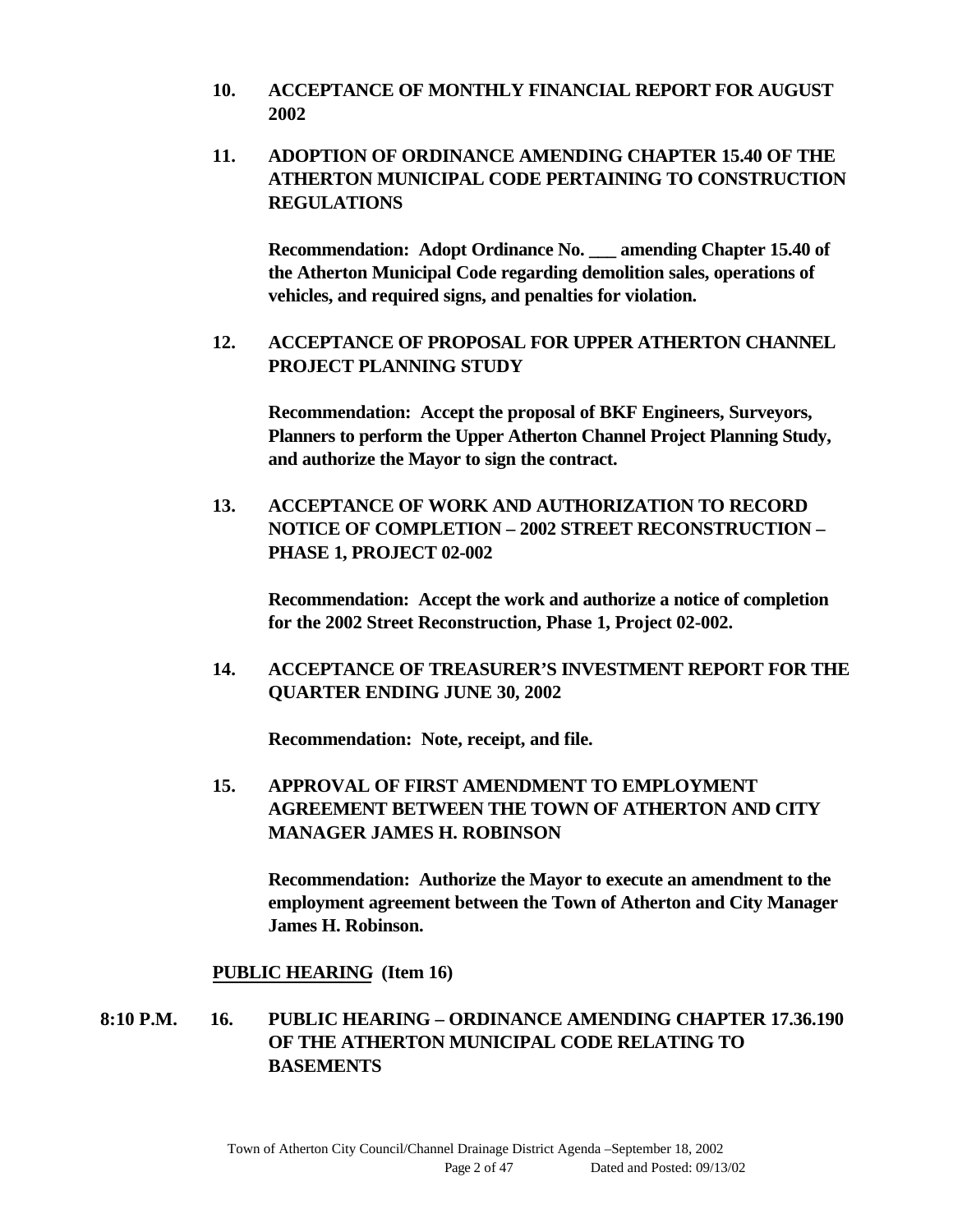**10. ACCEPTANCE OF MONTHLY FINANCIAL REPORT FOR AUGUST 2002**

**11. ADOPTION OF ORDINANCE AMENDING CHAPTER 15.40 OF THE ATHERTON MUNICIPAL CODE PERTAINING TO CONSTRUCTION REGULATIONS**

**Recommendation: Adopt Ordinance No. ___ amending Chapter 15.40 of the Atherton Municipal Code regarding demolition sales, operations of vehicles, and required signs, and penalties for violation.**

**12. ACCEPTANCE OF PROPOSAL FOR UPPER ATHERTON CHANNEL PROJECT PLANNING STUDY**

**Recommendation: Accept the proposal of BKF Engineers, Surveyors, Planners to perform the Upper Atherton Channel Project Planning Study, and authorize the Mayor to sign the contract.**

**13. ACCEPTANCE OF WORK AND AUTHORIZATION TO RECORD NOTICE OF COMPLETION – 2002 STREET RECONSTRUCTION – PHASE 1, PROJECT 02-002**

**Recommendation: Accept the work and authorize a notice of completion for the 2002 Street Reconstruction, Phase 1, Project 02-002.**

**14. ACCEPTANCE OF TREASURER'S INVESTMENT REPORT FOR THE QUARTER ENDING JUNE 30, 2002**

**Recommendation: Note, receipt, and file.**

**15. APPROVAL OF FIRST AMENDMENT TO EMPLOYMENT AGREEMENT BETWEEN THE TOWN OF ATHERTON AND CITY MANAGER JAMES H. ROBINSON**

**Recommendation: Authorize the Mayor to execute an amendment to the employment agreement between the Town of Atherton and City Manager James H. Robinson.**

**PUBLIC HEARING (Item 16)**

**8:10 P.M. 16. PUBLIC HEARING – ORDINANCE AMENDING CHAPTER 17.36.190 OF THE ATHERTON MUNICIPAL CODE RELATING TO BASEMENTS**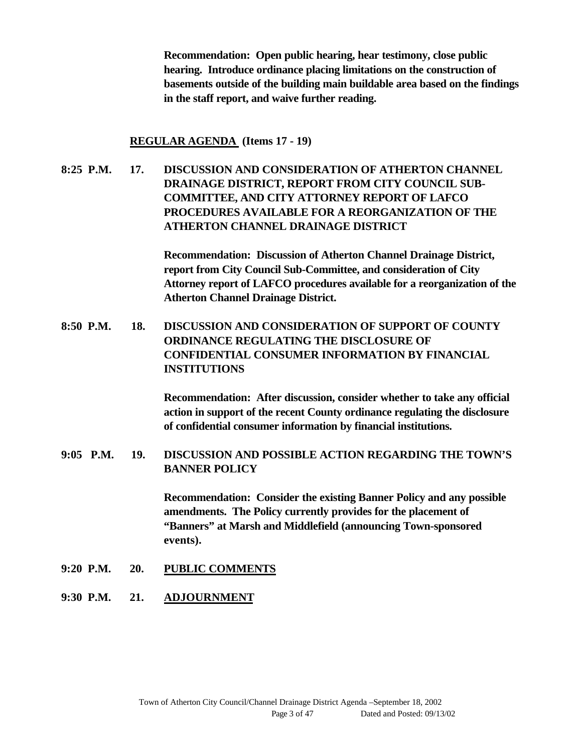**Recommendation: Open public hearing, hear testimony, close public hearing. Introduce ordinance placing limitations on the construction of basements outside of the building main buildable area based on the findings in the staff report, and waive further reading.**

**<u>REGULAR AGENDA</u> (Items 17 - 19)**

**8:25 P.M. 17. DISCUSSION AND CONSIDERATION OF ATHERTON CHANNEL DRAINAGE DISTRICT, REPORT FROM CITY COUNCIL SUB-COMMITTEE, AND CITY ATTORNEY REPORT OF LAFCO PROCEDURES AVAILABLE FOR A REORGANIZATION OF THE ATHERTON CHANNEL DRAINAGE DISTRICT**

**Recommendation: Discussion of Atherton Channel Drainage District, report from City Council Sub-Committee, and consideration of City Attorney report of LAFCO procedures available for a reorganization of the Atherton Channel Drainage District.**

**8:50 P.M. 18. DISCUSSION AND CONSIDERATION OF SUPPORT OF COUNTY ORDINANCE REGULATING THE DISCLOSURE OF CONFIDENTIAL CONSUMER INFORMATION BY FINANCIAL INSTITUTIONS**

**Recommendation: After discussion, consider whether to take any official action in support of the recent County ordinance regulating the disclosure of confidential consumer information by financial institutions.**

**9:05 P.M. 19. DISCUSSION AND POSSIBLE ACTION REGARDING THE TOWN'S BANNER POLICY**

**Recommendation: Consider the existing Banner Policy and any possible amendments. The Policy currently provides for the placement of "Banners" at Marsh and Middlefield (announcing Town-sponsored events).**

**9:20 P.M. 20. <u>PUBLIC COMMENTS</u>**

**9:30 P.M. 21. <u>ADJOURNMENT</u>**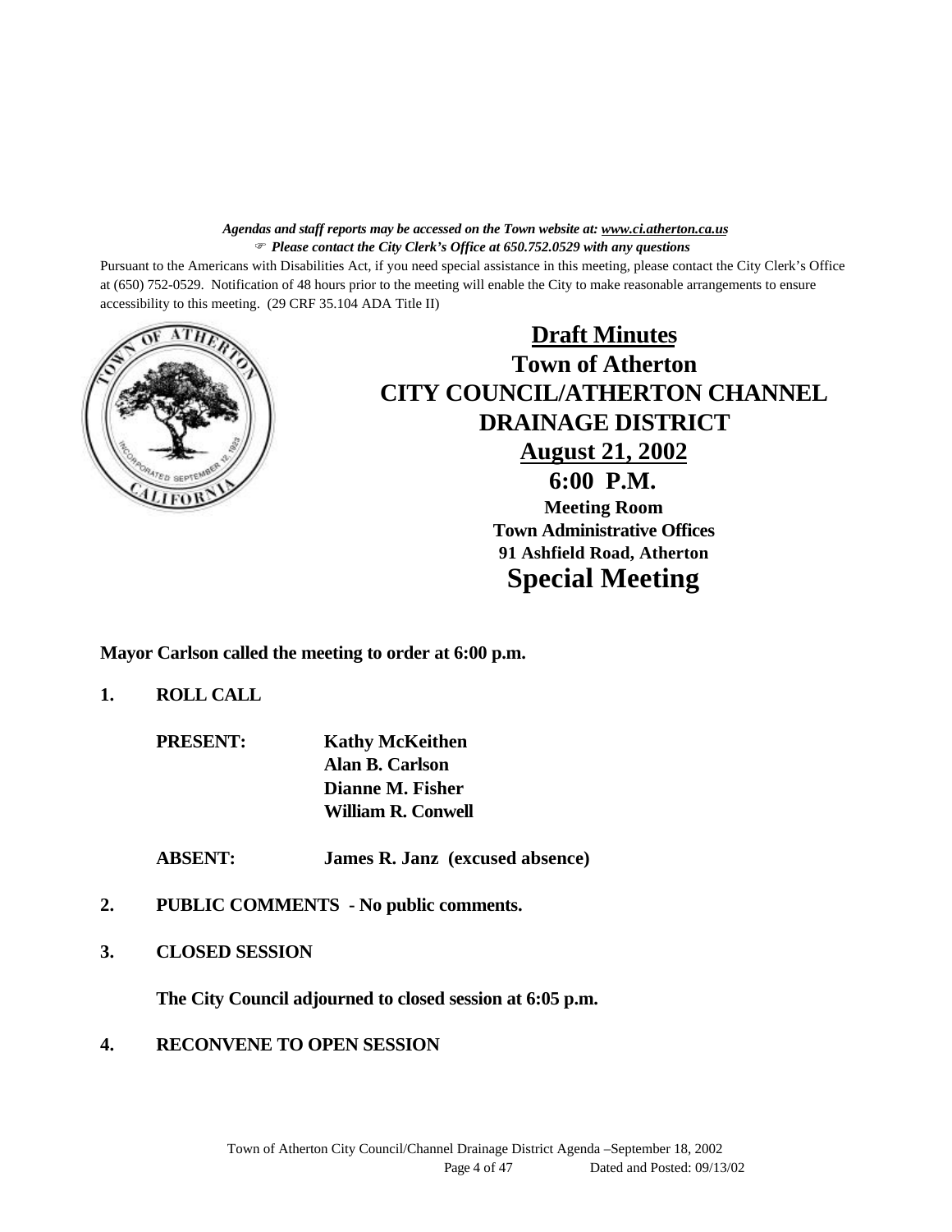***Agendas and staff reports may be accessed on the Town website at: [www.ci.atherton.ca.us](http://www.ci.atherton.ca.us)***
***☞ Please contact the City Clerk's Office at 650.752.0529 with any questions***

Pursuant to the Americans with Disabilities Act, if you need special assistance in this meeting, please contact the City Clerk's Office at (650) 752-0529. Notification of 48 hours prior to the meeting will enable the City to make reasonable arrangements to ensure accessibility to this meeting. (29 CRF 35.104 ADA Title II)

# Draft Minutes
# Town of Atherton
# CITY COUNCIL/ATHERTON CHANNEL DRAINAGE DISTRICT
## August 21, 2002
## 6:00 P.M.
**Meeting Room**
**Town Administrative Offices**
**91 Ashfield Road, Atherton**
# Special Meeting

**Mayor Carlson called the meeting to order at 6:00 p.m.**

**1. ROLL CALL**

**PRESENT:** **Kathy McKeithen**
**Alan B. Carlson**
**Dianne M. Fisher**
**William R. Conwell**

**ABSENT:** **James R. Janz (excused absence)**

**2. PUBLIC COMMENTS - No public comments.**

**3. CLOSED SESSION**

**The City Council adjourned to closed session at 6:05 p.m.**

**4. RECONVENE TO OPEN SESSION**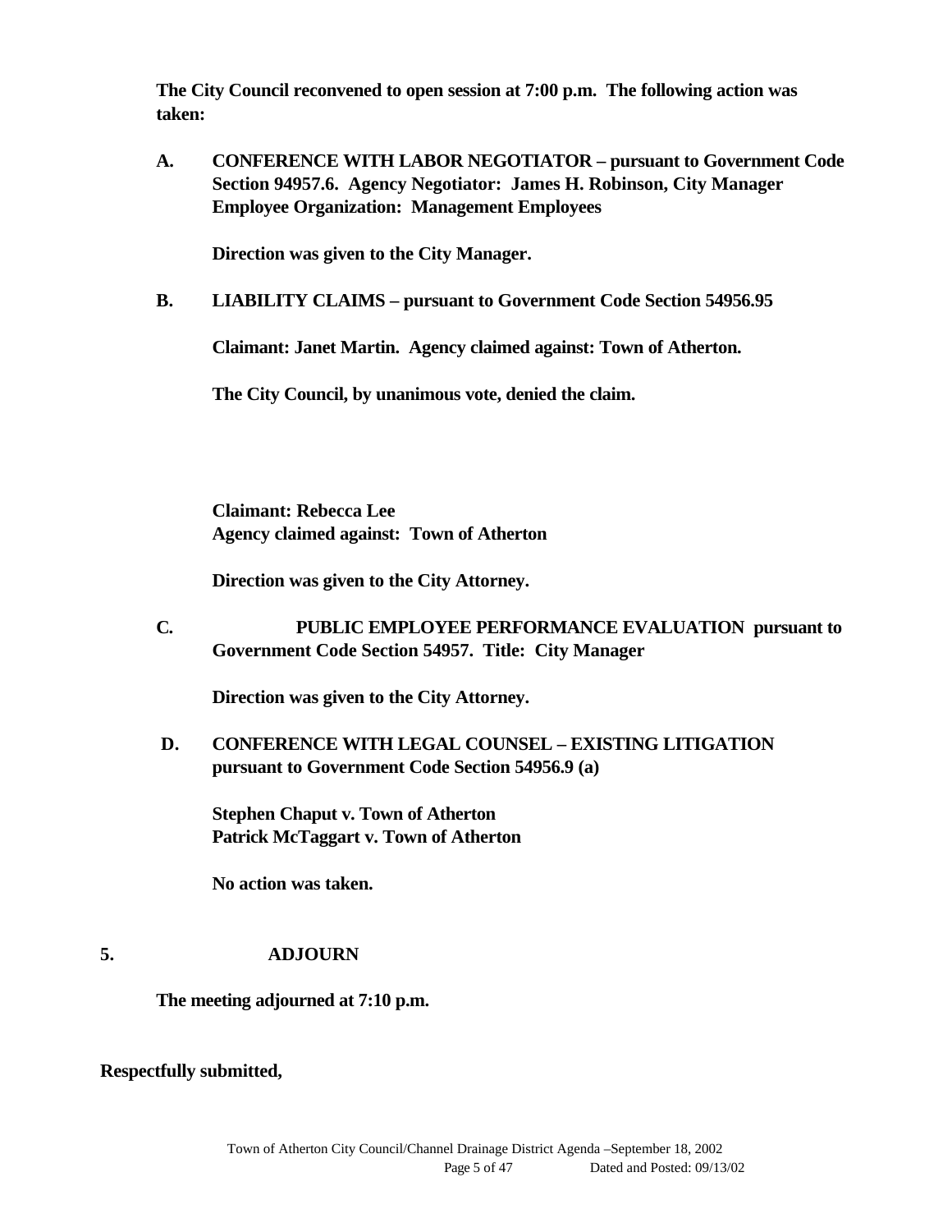**The City Council reconvened to open session at 7:00 p.m. The following action was taken:**

**A. CONFERENCE WITH LABOR NEGOTIATOR – pursuant to Government Code Section 94957.6. Agency Negotiator: James H. Robinson, City Manager Employee Organization: Management Employees**

**Direction was given to the City Manager.**

**B. LIABILITY CLAIMS – pursuant to Government Code Section 54956.95**

**Claimant: Janet Martin. Agency claimed against: Town of Atherton.**

**The City Council, by unanimous vote, denied the claim.**

**Claimant: Rebecca Lee**
**Agency claimed against: Town of Atherton**

**Direction was given to the City Attorney.**

**C. PUBLIC EMPLOYEE PERFORMANCE EVALUATION pursuant to Government Code Section 54957. Title: City Manager**

**Direction was given to the City Attorney.**

**D. CONFERENCE WITH LEGAL COUNSEL – EXISTING LITIGATION pursuant to Government Code Section 54956.9 (a)**

**Stephen Chaput v. Town of Atherton**
**Patrick McTaggart v. Town of Atherton**

**No action was taken.**

**5. ADJOURN**

**The meeting adjourned at 7:10 p.m.**

**Respectfully submitted,**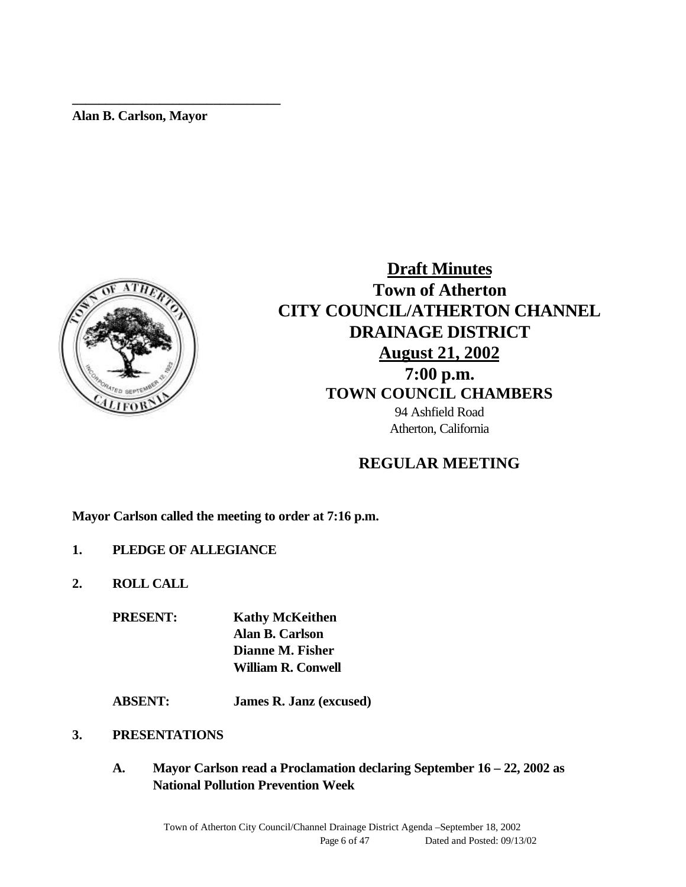_______________________________
**Alan B. Carlson, Mayor**

# Draft Minutes

## Town of Atherton
## CITY COUNCIL/ATHERTON CHANNEL DRAINAGE DISTRICT
## August 21, 2002
## 7:00 p.m.
### TOWN COUNCIL CHAMBERS

94 Ashfield Road
Atherton, California

## REGULAR MEETING

**Mayor Carlson called the meeting to order at 7:16 p.m.**

**1. PLEDGE OF ALLEGIANCE**

**2. ROLL CALL**

**PRESENT:** **Kathy McKeithen**
**Alan B. Carlson**
**Dianne M. Fisher**
**William R. Conwell**

**ABSENT:** **James R. Janz (excused)**

**3. PRESENTATIONS**

**A. Mayor Carlson read a Proclamation declaring September 16 – 22, 2002 as National Pollution Prevention Week**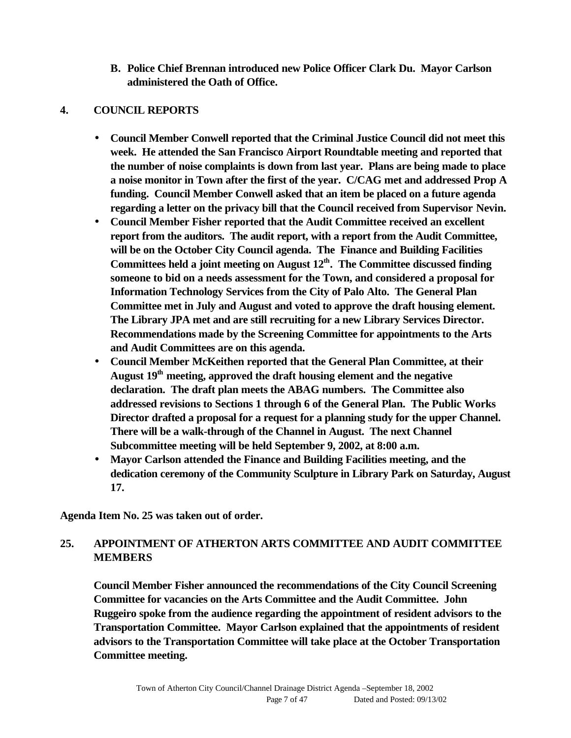**B. Police Chief Brennan introduced new Police Officer Clark Du. Mayor Carlson administered the Oath of Office.**

## 4. COUNCIL REPORTS

- **Council Member Conwell reported that the Criminal Justice Council did not meet this week. He attended the San Francisco Airport Roundtable meeting and reported that the number of noise complaints is down from last year. Plans are being made to place a noise monitor in Town after the first of the year. C/CAG met and addressed Prop A funding. Council Member Conwell asked that an item be placed on a future agenda regarding a letter on the privacy bill that the Council received from Supervisor Nevin.**
- **Council Member Fisher reported that the Audit Committee received an excellent report from the auditors. The audit report, with a report from the Audit Committee, will be on the October City Council agenda. The Finance and Building Facilities Committees held a joint meeting on August 12th. The Committee discussed finding someone to bid on a needs assessment for the Town, and considered a proposal for Information Technology Services from the City of Palo Alto. The General Plan Committee met in July and August and voted to approve the draft housing element. The Library JPA met and are still recruiting for a new Library Services Director. Recommendations made by the Screening Committee for appointments to the Arts and Audit Committees are on this agenda.**
- **Council Member McKeithen reported that the General Plan Committee, at their August 19th meeting, approved the draft housing element and the negative declaration. The draft plan meets the ABAG numbers. The Committee also addressed revisions to Sections 1 through 6 of the General Plan. The Public Works Director drafted a proposal for a request for a planning study for the upper Channel. There will be a walk-through of the Channel in August. The next Channel Subcommittee meeting will be held September 9, 2002, at 8:00 a.m.**
- **Mayor Carlson attended the Finance and Building Facilities meeting, and the dedication ceremony of the Community Sculpture in Library Park on Saturday, August 17.**

**Agenda Item No. 25 was taken out of order.**

## 25. APPOINTMENT OF ATHERTON ARTS COMMITTEE AND AUDIT COMMITTEE MEMBERS

**Council Member Fisher announced the recommendations of the City Council Screening Committee for vacancies on the Arts Committee and the Audit Committee. John Ruggeiro spoke from the audience regarding the appointment of resident advisors to the Transportation Committee. Mayor Carlson explained that the appointments of resident advisors to the Transportation Committee will take place at the October Transportation Committee meeting.**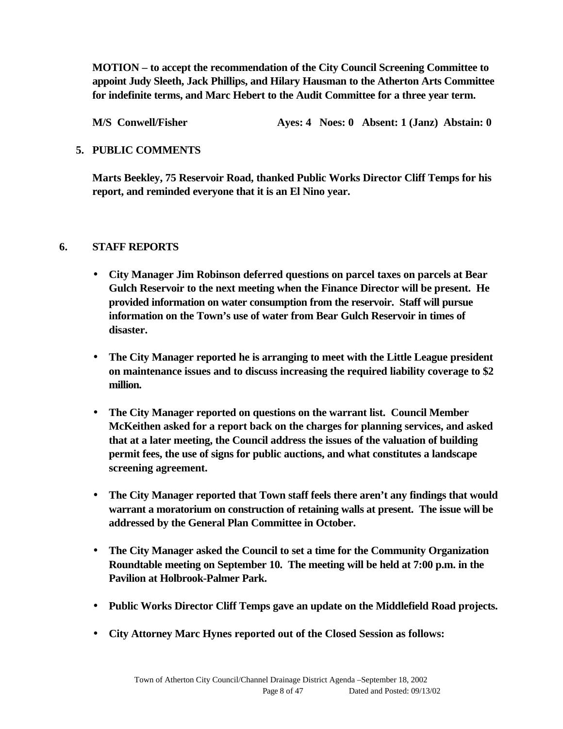**MOTION – to accept the recommendation of the City Council Screening Committee to appoint Judy Sleeth, Jack Phillips, and Hilary Hausman to the Atherton Arts Committee for indefinite terms, and Marc Hebert to the Audit Committee for a three year term.**

**M/S Conwell/Fisher Ayes: 4 Noes: 0 Absent: 1 (Janz) Abstain: 0**

**5. PUBLIC COMMENTS**

**Marts Beekley, 75 Reservoir Road, thanked Public Works Director Cliff Temps for his report, and reminded everyone that it is an El Nino year.**

**6. STAFF REPORTS**

- **City Manager Jim Robinson deferred questions on parcel taxes on parcels at Bear Gulch Reservoir to the next meeting when the Finance Director will be present. He provided information on water consumption from the reservoir. Staff will pursue information on the Town's use of water from Bear Gulch Reservoir in times of disaster.**

- **The City Manager reported he is arranging to meet with the Little League president on maintenance issues and to discuss increasing the required liability coverage to $2 million.**

- **The City Manager reported on questions on the warrant list. Council Member McKeithen asked for a report back on the charges for planning services, and asked that at a later meeting, the Council address the issues of the valuation of building permit fees, the use of signs for public auctions, and what constitutes a landscape screening agreement.**

- **The City Manager reported that Town staff feels there aren't any findings that would warrant a moratorium on construction of retaining walls at present. The issue will be addressed by the General Plan Committee in October.**

- **The City Manager asked the Council to set a time for the Community Organization Roundtable meeting on September 10. The meeting will be held at 7:00 p.m. in the Pavilion at Holbrook-Palmer Park.**

- **Public Works Director Cliff Temps gave an update on the Middlefield Road projects.**

- **City Attorney Marc Hynes reported out of the Closed Session as follows:**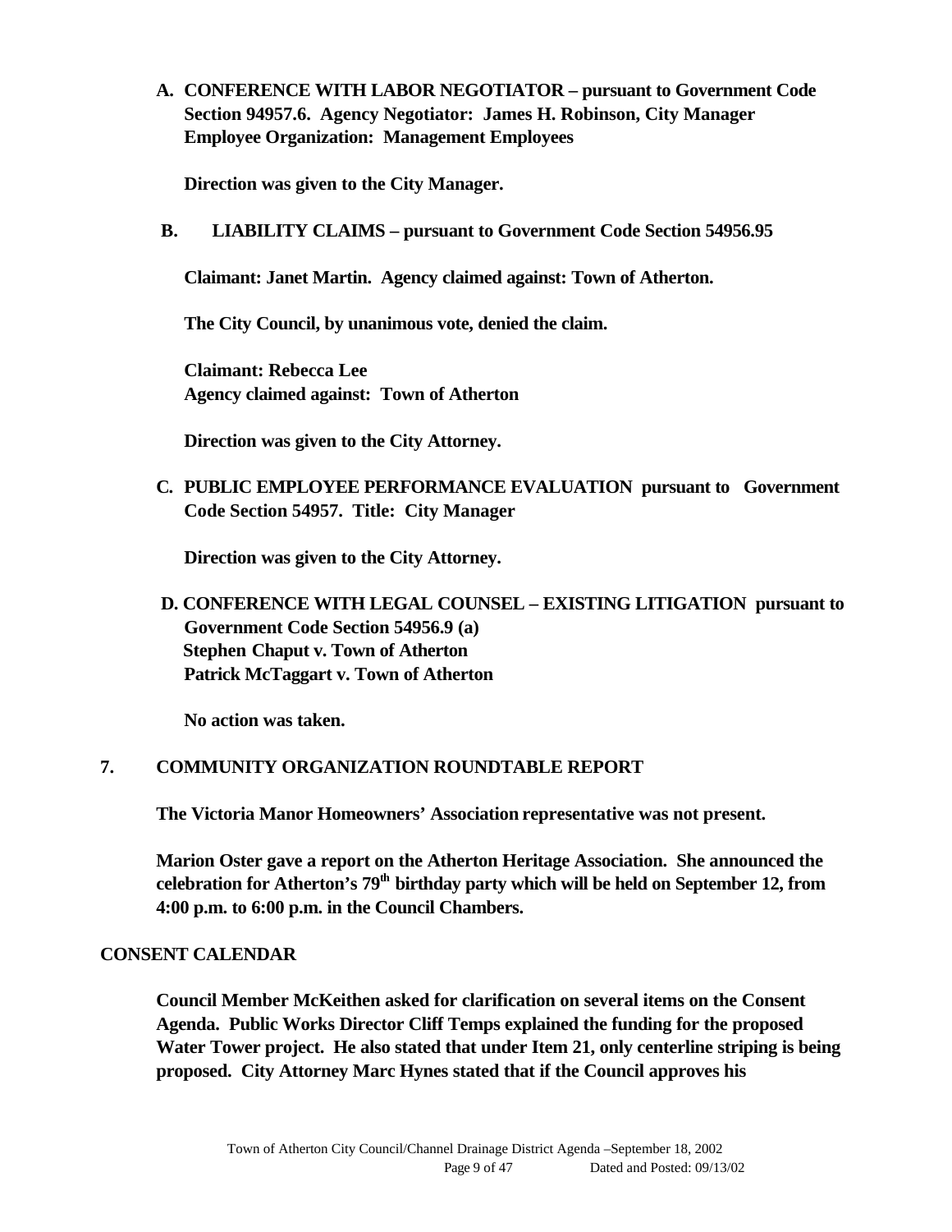**A. CONFERENCE WITH LABOR NEGOTIATOR – pursuant to Government Code Section 94957.6. Agency Negotiator: James H. Robinson, City Manager Employee Organization: Management Employees**

**Direction was given to the City Manager.**

**B. LIABILITY CLAIMS – pursuant to Government Code Section 54956.95**

**Claimant: Janet Martin. Agency claimed against: Town of Atherton.**

**The City Council, by unanimous vote, denied the claim.**

**Claimant: Rebecca Lee**
**Agency claimed against: Town of Atherton**

**Direction was given to the City Attorney.**

**C. PUBLIC EMPLOYEE PERFORMANCE EVALUATION pursuant to Government Code Section 54957. Title: City Manager**

**Direction was given to the City Attorney.**

**D. CONFERENCE WITH LEGAL COUNSEL – EXISTING LITIGATION pursuant to Government Code Section 54956.9 (a)**
**Stephen Chaput v. Town of Atherton**
**Patrick McTaggart v. Town of Atherton**

**No action was taken.**

## 7. COMMUNITY ORGANIZATION ROUNDTABLE REPORT

**The Victoria Manor Homeowners' Association representative was not present.**

**Marion Oster gave a report on the Atherton Heritage Association. She announced the celebration for Atherton's 79th birthday party which will be held on September 12, from 4:00 p.m. to 6:00 p.m. in the Council Chambers.**

## CONSENT CALENDAR

**Council Member McKeithen asked for clarification on several items on the Consent Agenda. Public Works Director Cliff Temps explained the funding for the proposed Water Tower project. He also stated that under Item 21, only centerline striping is being proposed. City Attorney Marc Hynes stated that if the Council approves his**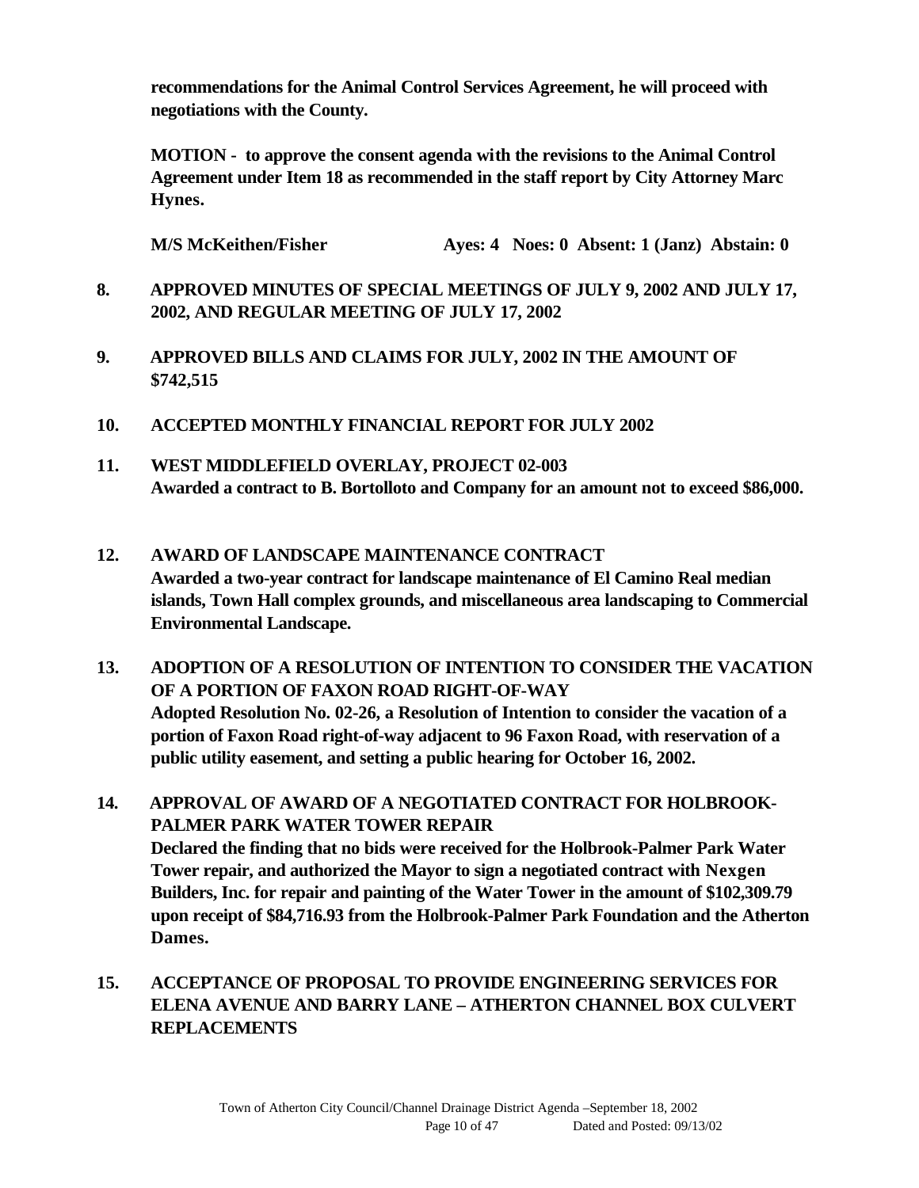**recommendations for the Animal Control Services Agreement, he will proceed with negotiations with the County.**

**MOTION - to approve the consent agenda with the revisions to the Animal Control Agreement under Item 18 as recommended in the staff report by City Attorney Marc Hynes.**

**M/S McKeithen/Fisher Ayes: 4 Noes: 0 Absent: 1 (Janz) Abstain: 0**

**8. APPROVED MINUTES OF SPECIAL MEETINGS OF JULY 9, 2002 AND JULY 17, 2002, AND REGULAR MEETING OF JULY 17, 2002**

**9. APPROVED BILLS AND CLAIMS FOR JULY, 2002 IN THE AMOUNT OF $742,515**

**10. ACCEPTED MONTHLY FINANCIAL REPORT FOR JULY 2002**

**11. WEST MIDDLEFIELD OVERLAY, PROJECT 02-003**
**Awarded a contract to B. Bortolloto and Company for an amount not to exceed $86,000.**

**12. AWARD OF LANDSCAPE MAINTENANCE CONTRACT**
**Awarded a two-year contract for landscape maintenance of El Camino Real median islands, Town Hall complex grounds, and miscellaneous area landscaping to Commercial Environmental Landscape.**

**13. ADOPTION OF A RESOLUTION OF INTENTION TO CONSIDER THE VACATION OF A PORTION OF FAXON ROAD RIGHT-OF-WAY**
**Adopted Resolution No. 02-26, a Resolution of Intention to consider the vacation of a portion of Faxon Road right-of-way adjacent to 96 Faxon Road, with reservation of a public utility easement, and setting a public hearing for October 16, 2002.**

**14. APPROVAL OF AWARD OF A NEGOTIATED CONTRACT FOR HOLBROOK-PALMER PARK WATER TOWER REPAIR**
**Declared the finding that no bids were received for the Holbrook-Palmer Park Water Tower repair, and authorized the Mayor to sign a negotiated contract with Nexgen Builders, Inc. for repair and painting of the Water Tower in the amount of $102,309.79 upon receipt of $84,716.93 from the Holbrook-Palmer Park Foundation and the Atherton Dames.**

**15. ACCEPTANCE OF PROPOSAL TO PROVIDE ENGINEERING SERVICES FOR ELENA AVENUE AND BARRY LANE – ATHERTON CHANNEL BOX CULVERT REPLACEMENTS**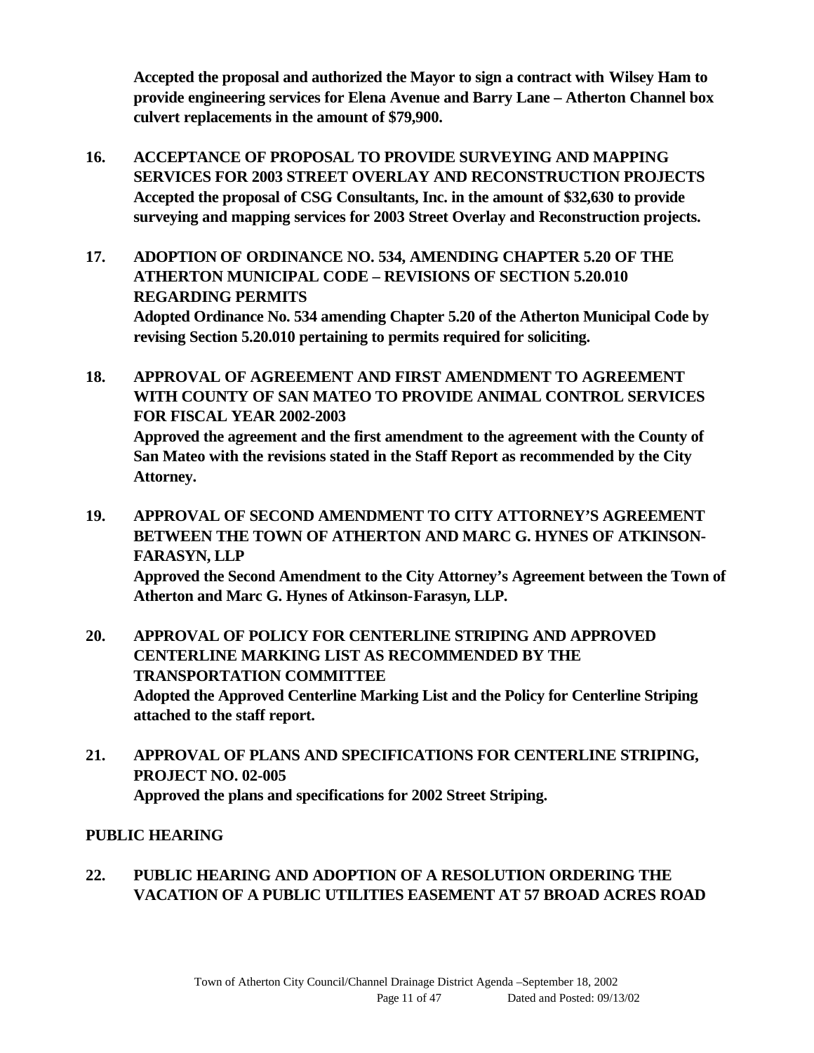**Accepted the proposal and authorized the Mayor to sign a contract with Wilsey Ham to provide engineering services for Elena Avenue and Barry Lane – Atherton Channel box culvert replacements in the amount of $79,900.**

**16. ACCEPTANCE OF PROPOSAL TO PROVIDE SURVEYING AND MAPPING SERVICES FOR 2003 STREET OVERLAY AND RECONSTRUCTION PROJECTS**
**Accepted the proposal of CSG Consultants, Inc. in the amount of $32,630 to provide surveying and mapping services for 2003 Street Overlay and Reconstruction projects.**

**17. ADOPTION OF ORDINANCE NO. 534, AMENDING CHAPTER 5.20 OF THE ATHERTON MUNICIPAL CODE – REVISIONS OF SECTION 5.20.010 REGARDING PERMITS**
**Adopted Ordinance No. 534 amending Chapter 5.20 of the Atherton Municipal Code by revising Section 5.20.010 pertaining to permits required for soliciting.**

**18. APPROVAL OF AGREEMENT AND FIRST AMENDMENT TO AGREEMENT WITH COUNTY OF SAN MATEO TO PROVIDE ANIMAL CONTROL SERVICES FOR FISCAL YEAR 2002-2003**
**Approved the agreement and the first amendment to the agreement with the County of San Mateo with the revisions stated in the Staff Report as recommended by the City Attorney.**

**19. APPROVAL OF SECOND AMENDMENT TO CITY ATTORNEY'S AGREEMENT BETWEEN THE TOWN OF ATHERTON AND MARC G. HYNES OF ATKINSON-FARASYN, LLP**
**Approved the Second Amendment to the City Attorney's Agreement between the Town of Atherton and Marc G. Hynes of Atkinson-Farasyn, LLP.**

**20. APPROVAL OF POLICY FOR CENTERLINE STRIPING AND APPROVED CENTERLINE MARKING LIST AS RECOMMENDED BY THE TRANSPORTATION COMMITTEE**
**Adopted the Approved Centerline Marking List and the Policy for Centerline Striping attached to the staff report.**

**21. APPROVAL OF PLANS AND SPECIFICATIONS FOR CENTERLINE STRIPING, PROJECT NO. 02-005**
**Approved the plans and specifications for 2002 Street Striping.**

## PUBLIC HEARING

**22. PUBLIC HEARING AND ADOPTION OF A RESOLUTION ORDERING THE VACATION OF A PUBLIC UTILITIES EASEMENT AT 57 BROAD ACRES ROAD**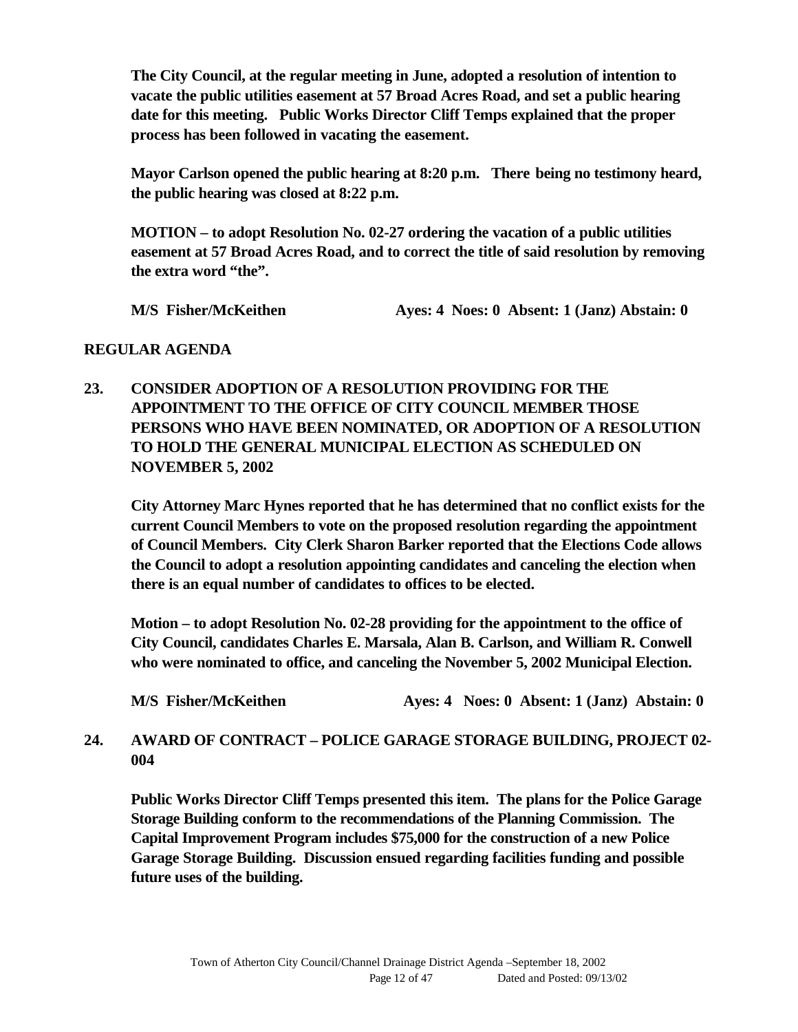**The City Council, at the regular meeting in June, adopted a resolution of intention to vacate the public utilities easement at 57 Broad Acres Road, and set a public hearing date for this meeting. Public Works Director Cliff Temps explained that the proper process has been followed in vacating the easement.**

**Mayor Carlson opened the public hearing at 8:20 p.m. There being no testimony heard, the public hearing was closed at 8:22 p.m.**

**MOTION – to adopt Resolution No. 02-27 ordering the vacation of a public utilities easement at 57 Broad Acres Road, and to correct the title of said resolution by removing the extra word "the".**

**M/S Fisher/McKeithen Ayes: 4 Noes: 0 Absent: 1 (Janz) Abstain: 0**

## REGULAR AGENDA

**23. CONSIDER ADOPTION OF A RESOLUTION PROVIDING FOR THE APPOINTMENT TO THE OFFICE OF CITY COUNCIL MEMBER THOSE PERSONS WHO HAVE BEEN NOMINATED, OR ADOPTION OF A RESOLUTION TO HOLD THE GENERAL MUNICIPAL ELECTION AS SCHEDULED ON NOVEMBER 5, 2002**

**City Attorney Marc Hynes reported that he has determined that no conflict exists for the current Council Members to vote on the proposed resolution regarding the appointment of Council Members. City Clerk Sharon Barker reported that the Elections Code allows the Council to adopt a resolution appointing candidates and canceling the election when there is an equal number of candidates to offices to be elected.**

**Motion – to adopt Resolution No. 02-28 providing for the appointment to the office of City Council, candidates Charles E. Marsala, Alan B. Carlson, and William R. Conwell who were nominated to office, and canceling the November 5, 2002 Municipal Election.**

**M/S Fisher/McKeithen Ayes: 4 Noes: 0 Absent: 1 (Janz) Abstain: 0**

**24. AWARD OF CONTRACT – POLICE GARAGE STORAGE BUILDING, PROJECT 02-004**

**Public Works Director Cliff Temps presented this item. The plans for the Police Garage Storage Building conform to the recommendations of the Planning Commission. The Capital Improvement Program includes $75,000 for the construction of a new Police Garage Storage Building. Discussion ensued regarding facilities funding and possible future uses of the building.**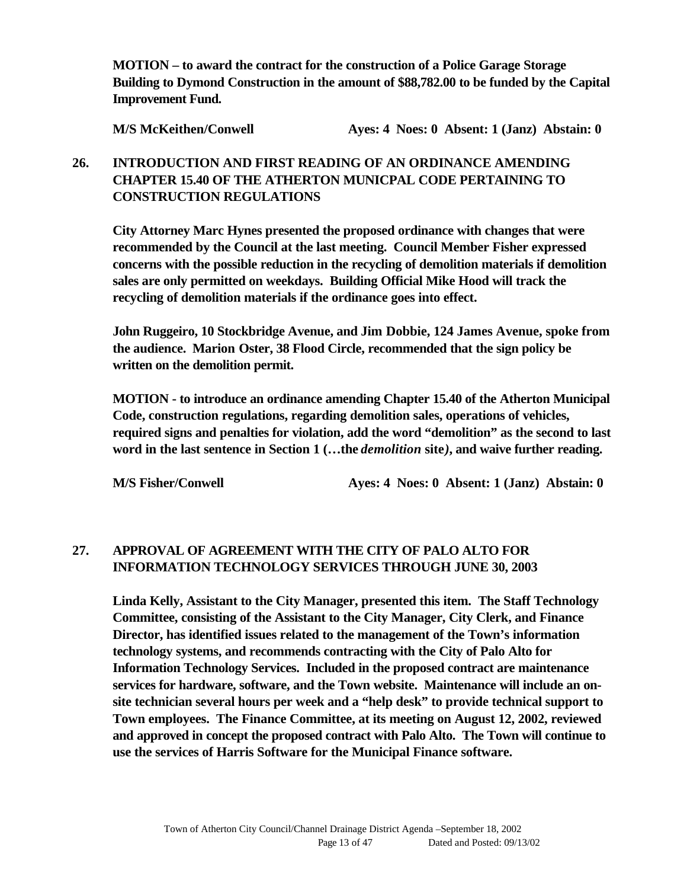**MOTION – to award the contract for the construction of a Police Garage Storage Building to Dymond Construction in the amount of $88,782.00 to be funded by the Capital Improvement Fund.**

**M/S McKeithen/Conwell Ayes: 4 Noes: 0 Absent: 1 (Janz) Abstain: 0**

## 26. INTRODUCTION AND FIRST READING OF AN ORDINANCE AMENDING CHAPTER 15.40 OF THE ATHERTON MUNICPAL CODE PERTAINING TO CONSTRUCTION REGULATIONS

**City Attorney Marc Hynes presented the proposed ordinance with changes that were recommended by the Council at the last meeting. Council Member Fisher expressed concerns with the possible reduction in the recycling of demolition materials if demolition sales are only permitted on weekdays. Building Official Mike Hood will track the recycling of demolition materials if the ordinance goes into effect.**

**John Ruggeiro, 10 Stockbridge Avenue, and Jim Dobbie, 124 James Avenue, spoke from the audience. Marion Oster, 38 Flood Circle, recommended that the sign policy be written on the demolition permit.**

**MOTION - to introduce an ordinance amending Chapter 15.40 of the Atherton Municipal Code, construction regulations, regarding demolition sales, operations of vehicles, required signs and penalties for violation, add the word "demolition" as the second to last word in the last sentence in Section 1 (…the *demolition* site*)*, and waive further reading.**

**M/S Fisher/Conwell Ayes: 4 Noes: 0 Absent: 1 (Janz) Abstain: 0**

## 27. APPROVAL OF AGREEMENT WITH THE CITY OF PALO ALTO FOR INFORMATION TECHNOLOGY SERVICES THROUGH JUNE 30, 2003

**Linda Kelly, Assistant to the City Manager, presented this item. The Staff Technology Committee, consisting of the Assistant to the City Manager, City Clerk, and Finance Director, has identified issues related to the management of the Town's information technology systems, and recommends contracting with the City of Palo Alto for Information Technology Services. Included in the proposed contract are maintenance services for hardware, software, and the Town website. Maintenance will include an on-site technician several hours per week and a "help desk" to provide technical support to Town employees. The Finance Committee, at its meeting on August 12, 2002, reviewed and approved in concept the proposed contract with Palo Alto. The Town will continue to use the services of Harris Software for the Municipal Finance software.**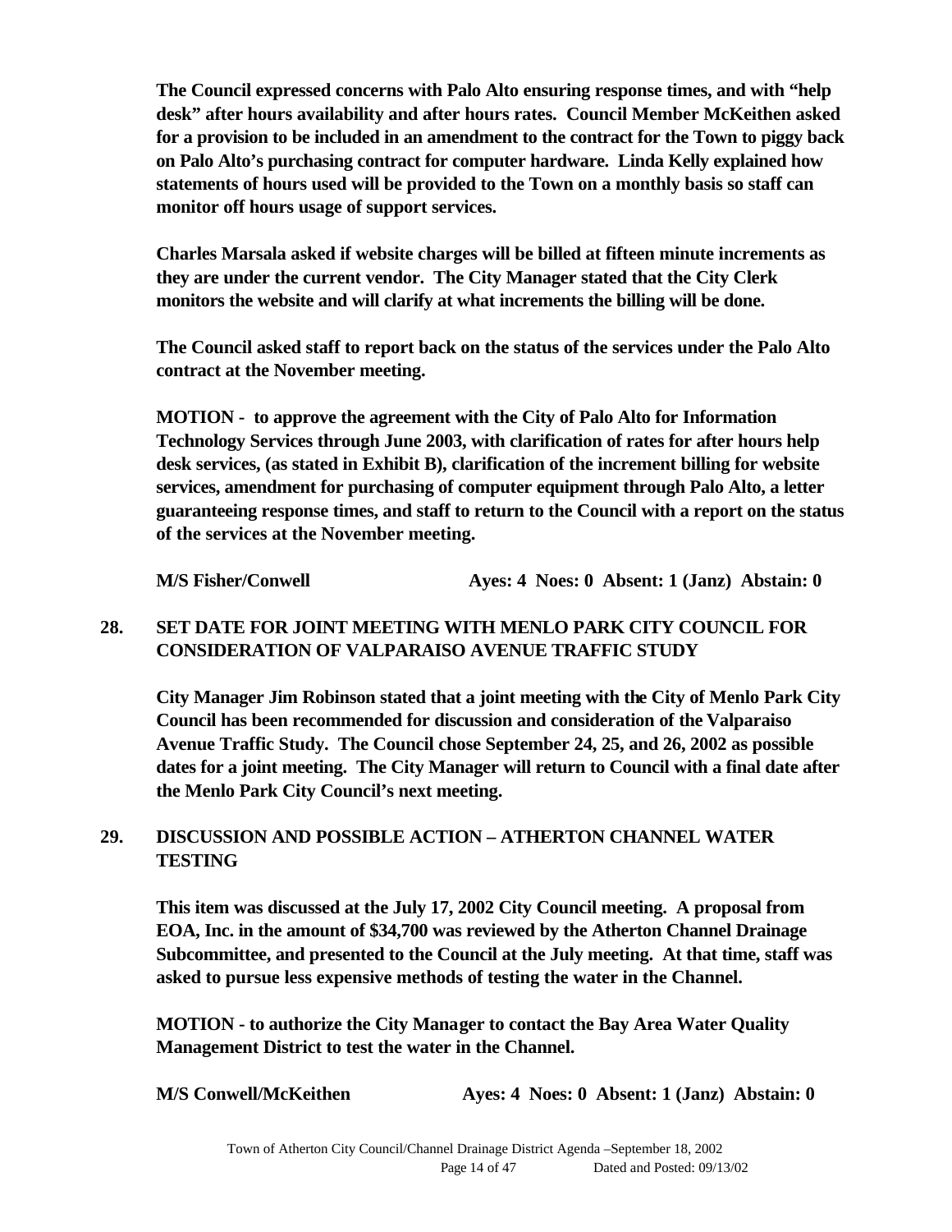**The Council expressed concerns with Palo Alto ensuring response times, and with "help desk" after hours availability and after hours rates. Council Member McKeithen asked for a provision to be included in an amendment to the contract for the Town to piggy back on Palo Alto's purchasing contract for computer hardware. Linda Kelly explained how statements of hours used will be provided to the Town on a monthly basis so staff can monitor off hours usage of support services.**

**Charles Marsala asked if website charges will be billed at fifteen minute increments as they are under the current vendor. The City Manager stated that the City Clerk monitors the website and will clarify at what increments the billing will be done.**

**The Council asked staff to report back on the status of the services under the Palo Alto contract at the November meeting.**

**MOTION - to approve the agreement with the City of Palo Alto for Information Technology Services through June 2003, with clarification of rates for after hours help desk services, (as stated in Exhibit B), clarification of the increment billing for website services, amendment for purchasing of computer equipment through Palo Alto, a letter guaranteeing response times, and staff to return to the Council with a report on the status of the services at the November meeting.**

**M/S Fisher/Conwell Ayes: 4 Noes: 0 Absent: 1 (Janz) Abstain: 0**

## 28. SET DATE FOR JOINT MEETING WITH MENLO PARK CITY COUNCIL FOR CONSIDERATION OF VALPARAISO AVENUE TRAFFIC STUDY

**City Manager Jim Robinson stated that a joint meeting with the City of Menlo Park City Council has been recommended for discussion and consideration of the Valparaiso Avenue Traffic Study. The Council chose September 24, 25, and 26, 2002 as possible dates for a joint meeting. The City Manager will return to Council with a final date after the Menlo Park City Council's next meeting.**

## 29. DISCUSSION AND POSSIBLE ACTION – ATHERTON CHANNEL WATER TESTING

**This item was discussed at the July 17, 2002 City Council meeting. A proposal from EOA, Inc. in the amount of $34,700 was reviewed by the Atherton Channel Drainage Subcommittee, and presented to the Council at the July meeting. At that time, staff was asked to pursue less expensive methods of testing the water in the Channel.**

**MOTION - to authorize the City Manager to contact the Bay Area Water Quality Management District to test the water in the Channel.**

**M/S Conwell/McKeithen Ayes: 4 Noes: 0 Absent: 1 (Janz) Abstain: 0**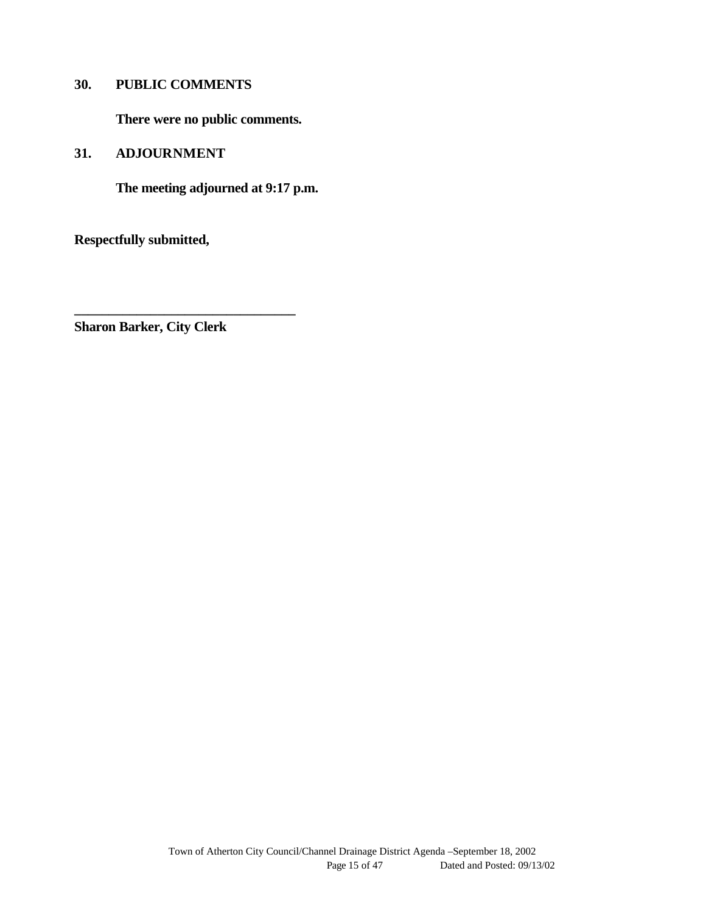**30. PUBLIC COMMENTS**

**There were no public comments.**

**31. ADJOURNMENT**

**The meeting adjourned at 9:17 p.m.**

**Respectfully submitted,**

**\_\_\_\_\_\_\_\_\_\_\_\_\_\_\_\_\_\_\_\_\_\_\_\_\_\_\_\_\_\_\_\_\_\_**

**Sharon Barker, City Clerk**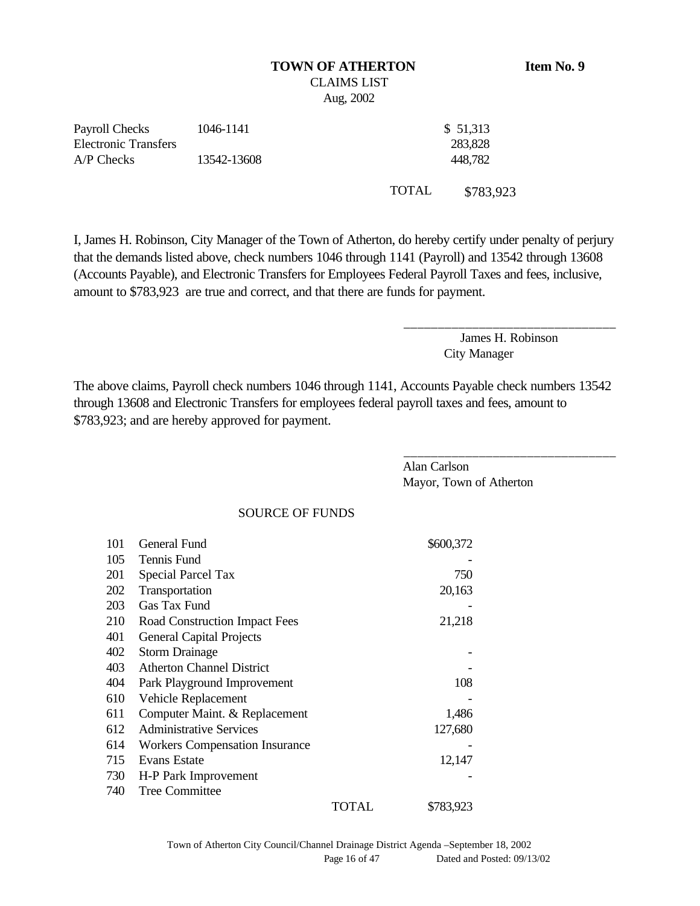**TOWN OF ATHERTON** **Item No. 9**

CLAIMS LIST

Aug, 2002

| | | |
|---|---|---|
| Payroll Checks | 1046-1141 | $ 51,313 |
| Electronic Transfers | | 283,828 |
| A/P Checks | 13542-13608 | 448,782 |
| | TOTAL | $783,923 |

I, James H. Robinson, City Manager of the Town of Atherton, do hereby certify under penalty of perjury that the demands listed above, check numbers 1046 through 1141 (Payroll) and 13542 through 13608 (Accounts Payable), and Electronic Transfers for Employees Federal Payroll Taxes and fees, inclusive, amount to $783,923 are true and correct, and that there are funds for payment.

\_\_\_\_\_\_\_\_\_\_\_\_\_\_\_\_\_\_\_\_\_\_\_\_\_\_\_\_\_\_\_\_

James H. Robinson

City Manager

The above claims, Payroll check numbers 1046 through 1141, Accounts Payable check numbers 13542 through 13608 and Electronic Transfers for employees federal payroll taxes and fees, amount to $783,923; and are hereby approved for payment.

\_\_\_\_\_\_\_\_\_\_\_\_\_\_\_\_\_\_\_\_\_\_\_\_\_\_\_\_\_\_\_\_

Alan Carlson

Mayor, Town of Atherton

SOURCE OF FUNDS

| | | |
|---|---|---|
| 101 | General Fund | $600,372 |
| 105 | Tennis Fund | - |
| 201 | Special Parcel Tax | 750 |
| 202 | Transportation | 20,163 |
| 203 | Gas Tax Fund | - |
| 210 | Road Construction Impact Fees | 21,218 |
| 401 | General Capital Projects | |
| 402 | Storm Drainage | - |
| 403 | Atherton Channel District | - |
| 404 | Park Playground Improvement | 108 |
| 610 | Vehicle Replacement | - |
| 611 | Computer Maint. & Replacement | 1,486 |
| 612 | Administrative Services | 127,680 |
| 614 | Workers Compensation Insurance | - |
| 715 | Evans Estate | 12,147 |
| 730 | H-P Park Improvement | - |
| 740 | Tree Committee | |
| | TOTAL | $783,923 |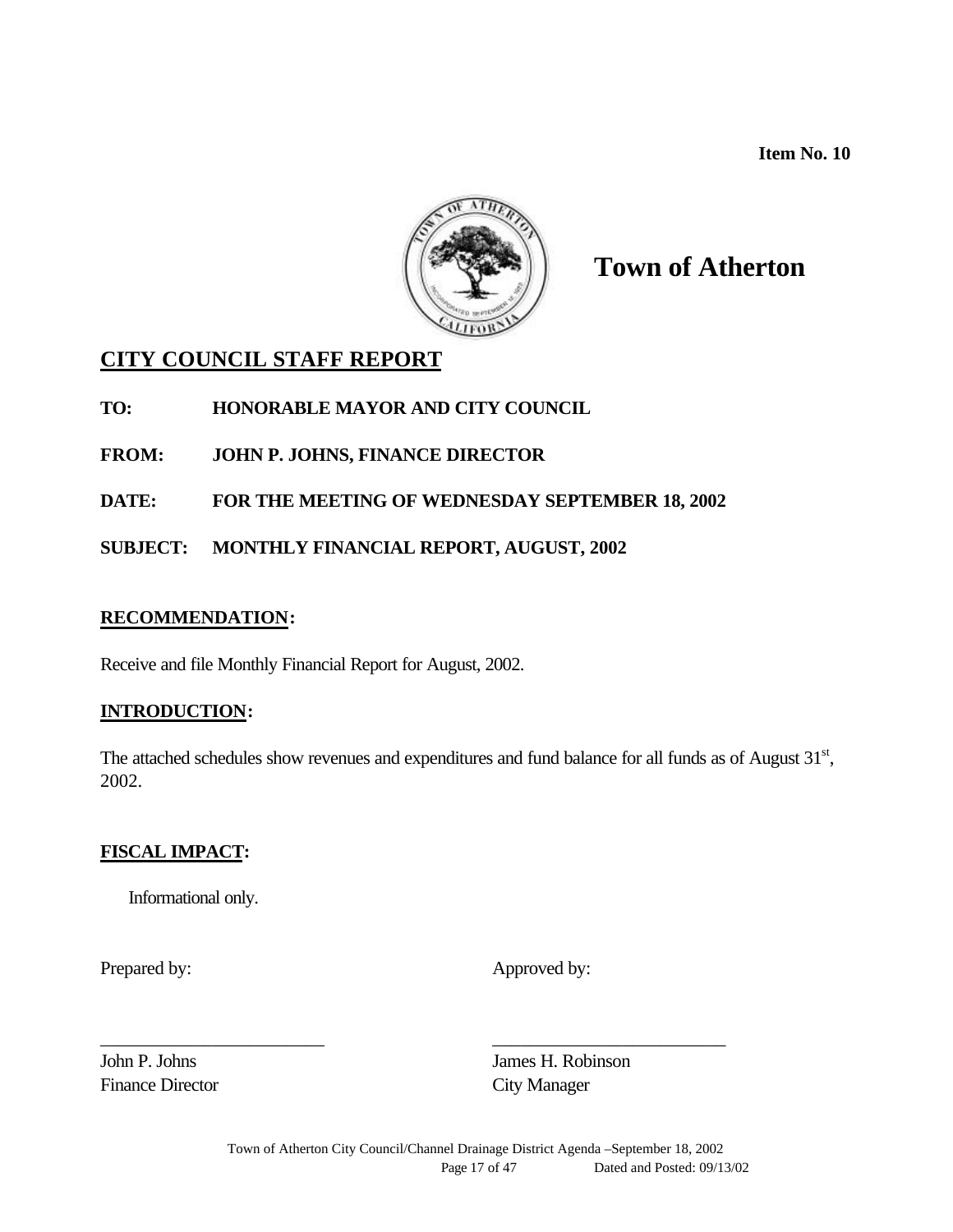**Item No. 10**

# Town of Atherton

## CITY COUNCIL STAFF REPORT

**TO:** HONORABLE MAYOR AND CITY COUNCIL

**FROM:** JOHN P. JOHNS, FINANCE DIRECTOR

**DATE:** FOR THE MEETING OF WEDNESDAY SEPTEMBER 18, 2002

**SUBJECT:** MONTHLY FINANCIAL REPORT, AUGUST, 2002

### RECOMMENDATION:

Receive and file Monthly Financial Report for August, 2002.

### INTRODUCTION:

The attached schedules show revenues and expenditures and fund balance for all funds as of August 31st, 2002.

### FISCAL IMPACT:

Informational only.

Prepared by: Approved by:

\_\_\_\_\_\_\_\_\_\_\_\_\_\_\_\_\_\_\_\_\_\_\_\_ \_\_\_\_\_\_\_\_\_\_\_\_\_\_\_\_\_\_\_\_\_\_\_\_

John P. Johns, Finance Director

James H. Robinson, City Manager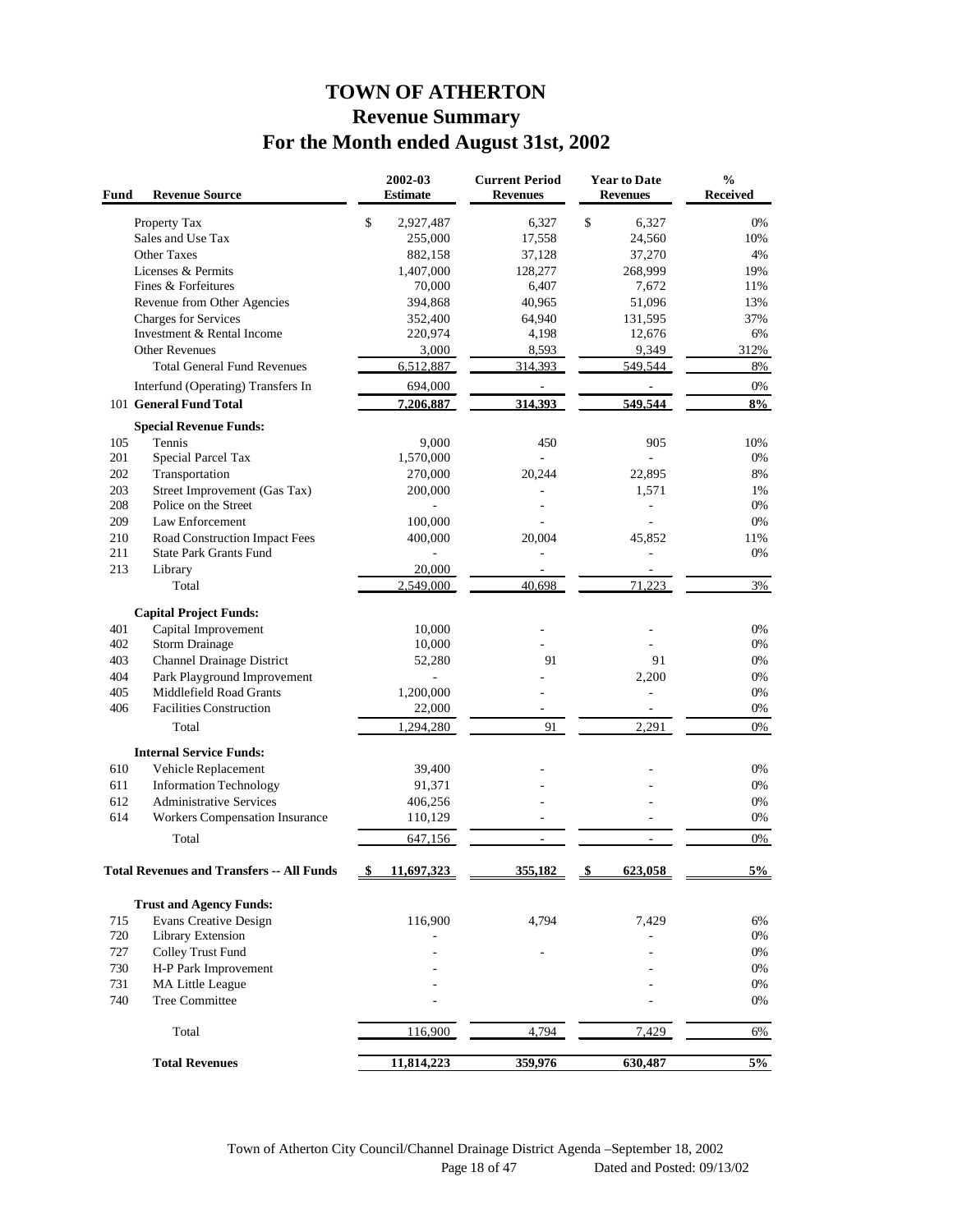# TOWN OF ATHERTON
## Revenue Summary
## For the Month ended August 31st, 2002

| Fund | Revenue Source | 2002-03 Estimate | Current Period Revenues | Year to Date Revenues | % Received |
|---|---|---|---|---|---|
| | Property Tax | $ 2,927,487 | 6,327 | $ 6,327 | 0% |
| | Sales and Use Tax | 255,000 | 17,558 | 24,560 | 10% |
| | Other Taxes | 882,158 | 37,128 | 37,270 | 4% |
| | Licenses & Permits | 1,407,000 | 128,277 | 268,999 | 19% |
| | Fines & Forfeitures | 70,000 | 6,407 | 7,672 | 11% |
| | Revenue from Other Agencies | 394,868 | 40,965 | 51,096 | 13% |
| | Charges for Services | 352,400 | 64,940 | 131,595 | 37% |
| | Investment & Rental Income | 220,974 | 4,198 | 12,676 | 6% |
| | Other Revenues | 3,000 | 8,593 | 9,349 | 312% |
| | Total General Fund Revenues | 6,512,887 | 314,393 | 549,544 | 8% |
| | Interfund (Operating) Transfers In | 694,000 | - | - | 0% |
| 101 | **General Fund Total** | **7,206,887** | **314,393** | **549,544** | **8%** |
| | **Special Revenue Funds:** | | | | |
| 105 | Tennis | 9,000 | 450 | 905 | 10% |
| 201 | Special Parcel Tax | 1,570,000 | - | - | 0% |
| 202 | Transportation | 270,000 | 20,244 | 22,895 | 8% |
| 203 | Street Improvement (Gas Tax) | 200,000 | - | 1,571 | 1% |
| 208 | Police on the Street | - | - | - | 0% |
| 209 | Law Enforcement | 100,000 | - | - | 0% |
| 210 | Road Construction Impact Fees | 400,000 | 20,004 | 45,852 | 11% |
| 211 | State Park Grants Fund | - | - | - | 0% |
| 213 | Library | 20,000 | - | - | |
| | Total | 2,549,000 | 40,698 | 71,223 | 3% |
| | **Capital Project Funds:** | | | | |
| 401 | Capital Improvement | 10,000 | - | - | 0% |
| 402 | Storm Drainage | 10,000 | - | - | 0% |
| 403 | Channel Drainage District | 52,280 | 91 | 91 | 0% |
| 404 | Park Playground Improvement | - | - | 2,200 | 0% |
| 405 | Middlefield Road Grants | 1,200,000 | - | - | 0% |
| 406 | Facilities Construction | 22,000 | - | - | 0% |
| | Total | 1,294,280 | 91 | 2,291 | 0% |
| | **Internal Service Funds:** | | | | |
| 610 | Vehicle Replacement | 39,400 | - | - | 0% |
| 611 | Information Technology | 91,371 | - | - | 0% |
| 612 | Administrative Services | 406,256 | - | - | 0% |
| 614 | Workers Compensation Insurance | 110,129 | - | - | 0% |
| | Total | 647,156 | - | - | 0% |
| | **Total Revenues and Transfers -- All Funds** | **$ 11,697,323** | **355,182** | **$ 623,058** | **5%** |
| | **Trust and Agency Funds:** | | | | |
| 715 | Evans Creative Design | 116,900 | 4,794 | 7,429 | 6% |
| 720 | Library Extension | - | | - | 0% |
| 727 | Colley Trust Fund | - | - | - | 0% |
| 730 | H-P Park Improvement | - | | - | 0% |
| 731 | MA Little League | - | | - | 0% |
| 740 | Tree Committee | - | | - | 0% |
| | Total | 116,900 | 4,794 | 7,429 | 6% |
| | **Total Revenues** | **11,814,223** | **359,976** | **630,487** | **5%** |

Town of Atherton City Council/Channel Drainage District Agenda –September 18, 2002
Page 18 of 47 Dated and Posted: 09/13/02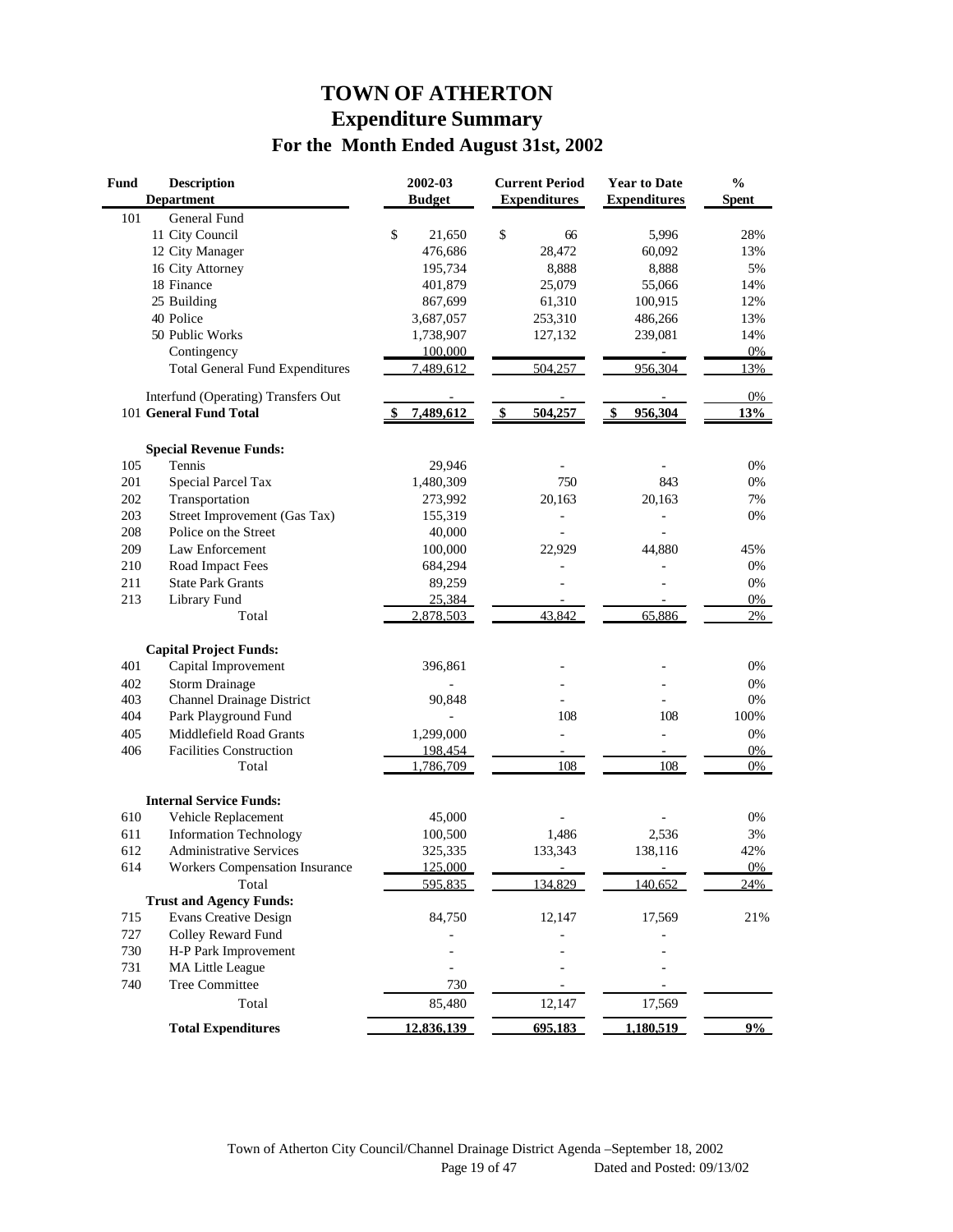# TOWN OF ATHERTON
## Expenditure Summary
### For the Month Ended August 31st, 2002

| Fund | Description Department | 2002-03 Budget | Current Period Expenditures | Year to Date Expenditures | % Spent |
|---|---|---|---|---|---|
| 101 | General Fund | | | | |
| | 11 City Council | $ 21,650 | $ 66 | 5,996 | 28% |
| | 12 City Manager | 476,686 | 28,472 | 60,092 | 13% |
| | 16 City Attorney | 195,734 | 8,888 | 8,888 | 5% |
| | 18 Finance | 401,879 | 25,079 | 55,066 | 14% |
| | 25 Building | 867,699 | 61,310 | 100,915 | 12% |
| | 40 Police | 3,687,057 | 253,310 | 486,266 | 13% |
| | 50 Public Works | 1,738,907 | 127,132 | 239,081 | 14% |
| | Contingency | 100,000 | | - | 0% |
| | Total General Fund Expenditures | 7,489,612 | 504,257 | 956,304 | 13% |
| | Interfund (Operating) Transfers Out | - | - | - | 0% |
| 101 | **General Fund Total** | **$ 7,489,612** | **$ 504,257** | **$ 956,304** | **13%** |
| | **Special Revenue Funds:** | | | | |
| 105 | Tennis | 29,946 | - | - | 0% |
| 201 | Special Parcel Tax | 1,480,309 | 750 | 843 | 0% |
| 202 | Transportation | 273,992 | 20,163 | 20,163 | 7% |
| 203 | Street Improvement (Gas Tax) | 155,319 | - | - | 0% |
| 208 | Police on the Street | 40,000 | - | - | |
| 209 | Law Enforcement | 100,000 | 22,929 | 44,880 | 45% |
| 210 | Road Impact Fees | 684,294 | - | - | 0% |
| 211 | State Park Grants | 89,259 | - | - | 0% |
| 213 | Library Fund | 25,384 | - | - | 0% |
| | Total | 2,878,503 | 43,842 | 65,886 | 2% |
| | **Capital Project Funds:** | | | | |
| 401 | Capital Improvement | 396,861 | - | - | 0% |
| 402 | Storm Drainage | - | - | - | 0% |
| 403 | Channel Drainage District | 90,848 | - | - | 0% |
| 404 | Park Playground Fund | - | 108 | 108 | 100% |
| 405 | Middlefield Road Grants | 1,299,000 | - | - | 0% |
| 406 | Facilities Construction | 198,454 | - | - | 0% |
| | Total | 1,786,709 | 108 | 108 | 0% |
| | **Internal Service Funds:** | | | | |
| 610 | Vehicle Replacement | 45,000 | - | - | 0% |
| 611 | Information Technology | 100,500 | 1,486 | 2,536 | 3% |
| 612 | Administrative Services | 325,335 | 133,343 | 138,116 | 42% |
| 614 | Workers Compensation Insurance | 125,000 | - | - | 0% |
| | Total | 595,835 | 134,829 | 140,652 | 24% |
| | **Trust and Agency Funds:** | | | | |
| 715 | Evans Creative Design | 84,750 | 12,147 | 17,569 | 21% |
| 727 | Colley Reward Fund | - | - | - | |
| 730 | H-P Park Improvement | - | - | - | |
| 731 | MA Little League | - | - | - | |
| 740 | Tree Committee | 730 | - | - | |
| | Total | 85,480 | 12,147 | 17,569 | |
| | **Total Expenditures** | **12,836,139** | **695,183** | **1,180,519** | **9%** |

Town of Atherton City Council/Channel Drainage District Agenda –September 18, 2002
Dated and Posted: 09/13/02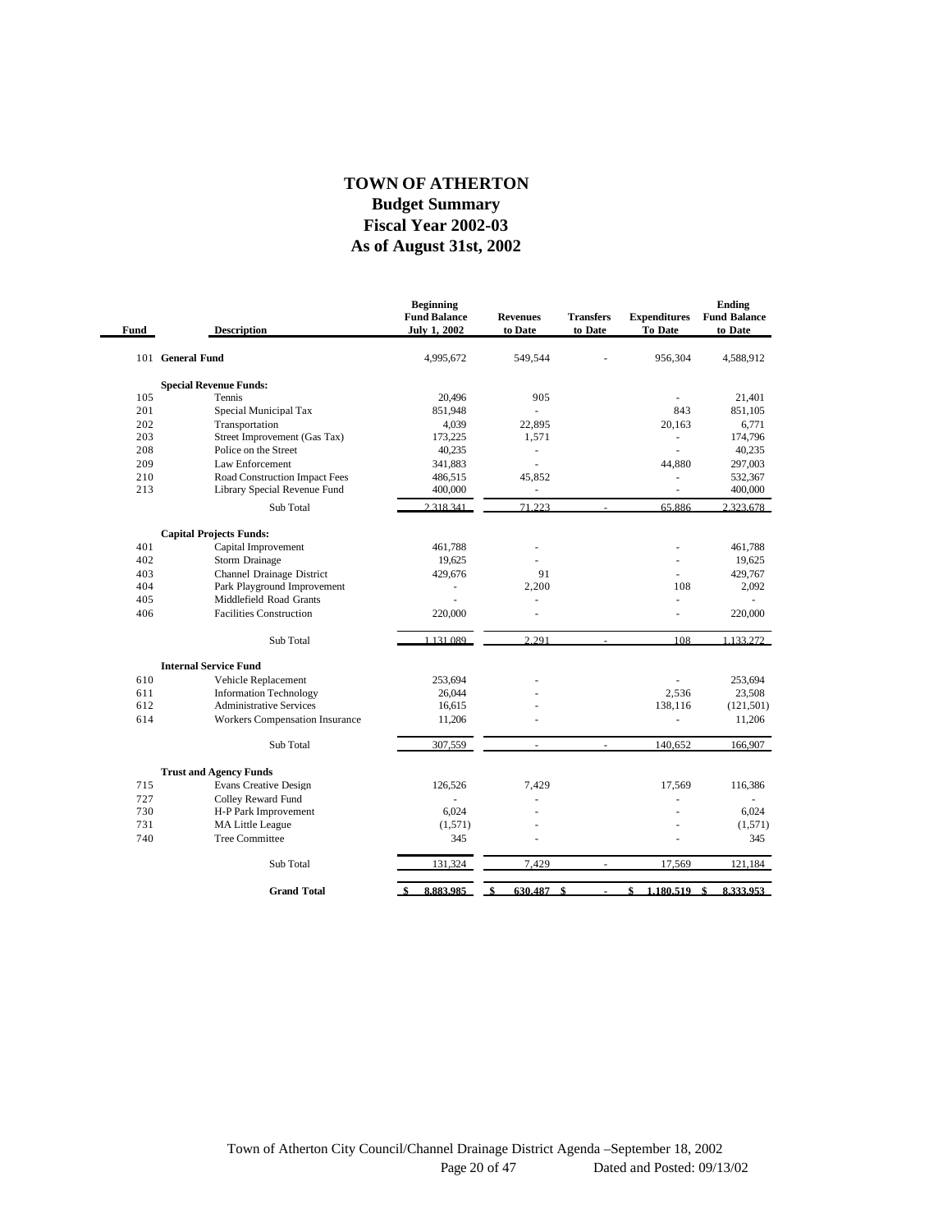# TOWN OF ATHERTON
## Budget Summary
## Fiscal Year 2002-03
## As of August 31st, 2002

| Fund | Description | Beginning Fund Balance July 1, 2002 | Revenues to Date | Transfers to Date | Expenditures To Date | Ending Fund Balance to Date |
|---|---|---|---|---|---|---|
| 101 | **General Fund** | 4,995,672 | 549,544 | - | 956,304 | 4,588,912 |
| | **Special Revenue Funds:** | | | | | |
| 105 | Tennis | 20,496 | 905 | | - | 21,401 |
| 201 | Special Municipal Tax | 851,948 | - | | 843 | 851,105 |
| 202 | Transportation | 4,039 | 22,895 | | 20,163 | 6,771 |
| 203 | Street Improvement (Gas Tax) | 173,225 | 1,571 | | - | 174,796 |
| 208 | Police on the Street | 40,235 | - | | - | 40,235 |
| 209 | Law Enforcement | 341,883 | - | | 44,880 | 297,003 |
| 210 | Road Construction Impact Fees | 486,515 | 45,852 | | - | 532,367 |
| 213 | Library Special Revenue Fund | 400,000 | - | | - | 400,000 |
| | Sub Total | 2,318,341 | 71,223 | - | 65,886 | 2,323,678 |
| | **Capital Projects Funds:** | | | | | |
| 401 | Capital Improvement | 461,788 | - | | - | 461,788 |
| 402 | Storm Drainage | 19,625 | - | | - | 19,625 |
| 403 | Channel Drainage District | 429,676 | 91 | | - | 429,767 |
| 404 | Park Playground Improvement | - | 2,200 | | 108 | 2,092 |
| 405 | Middlefield Road Grants | - | - | | - | - |
| 406 | Facilities Construction | 220,000 | - | | - | 220,000 |
| | Sub Total | 1,131,089 | 2,291 | - | 108 | 1,133,272 |
| | **Internal Service Fund** | | | | | |
| 610 | Vehicle Replacement | 253,694 | - | | - | 253,694 |
| 611 | Information Technology | 26,044 | - | | 2,536 | 23,508 |
| 612 | Administrative Services | 16,615 | - | | 138,116 | (121,501) |
| 614 | Workers Compensation Insurance | 11,206 | - | | - | 11,206 |
| | Sub Total | 307,559 | - | - | 140,652 | 166,907 |
| | **Trust and Agency Funds** | | | | | |
| 715 | Evans Creative Design | 126,526 | 7,429 | | 17,569 | 116,386 |
| 727 | Colley Reward Fund | - | - | | - | - |
| 730 | H-P Park Improvement | 6,024 | - | | - | 6,024 |
| 731 | MA Little League | (1,571) | - | | - | (1,571) |
| 740 | Tree Committee | 345 | - | | - | 345 |
| | Sub Total | 131,324 | 7,429 | - | 17,569 | 121,184 |
| | **Grand Total** | **$ 8,883,985** | **$ 630,487** | **$ -** | **$ 1,180,519** | **$ 8,333,953** |

Town of Atherton City Council/Channel Drainage District Agenda –September 18, 2002
Page 20 of 47 Dated and Posted: 09/13/02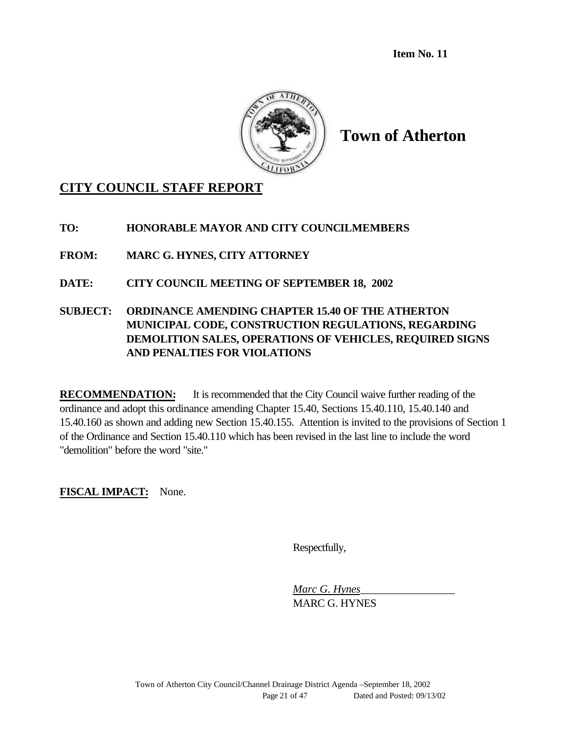**Item No. 11**

# Town of Atherton

## CITY COUNCIL STAFF REPORT

**TO:** HONORABLE MAYOR AND CITY COUNCILMEMBERS

**FROM:** MARC G. HYNES, CITY ATTORNEY

**DATE:** CITY COUNCIL MEETING OF SEPTEMBER 18, 2002

**SUBJECT:** ORDINANCE AMENDING CHAPTER 15.40 OF THE ATHERTON MUNICIPAL CODE, CONSTRUCTION REGULATIONS, REGARDING DEMOLITION SALES, OPERATIONS OF VEHICLES, REQUIRED SIGNS AND PENALTIES FOR VIOLATIONS

**RECOMMENDATION:** It is recommended that the City Council waive further reading of the ordinance and adopt this ordinance amending Chapter 15.40, Sections 15.40.110, 15.40.140 and 15.40.160 as shown and adding new Section 15.40.155. Attention is invited to the provisions of Section 1 of the Ordinance and Section 15.40.110 which has been revised in the last line to include the word "demolition" before the word "site."

**FISCAL IMPACT:** None.

Respectfully,

*Marc G. Hynes*
MARC G. HYNES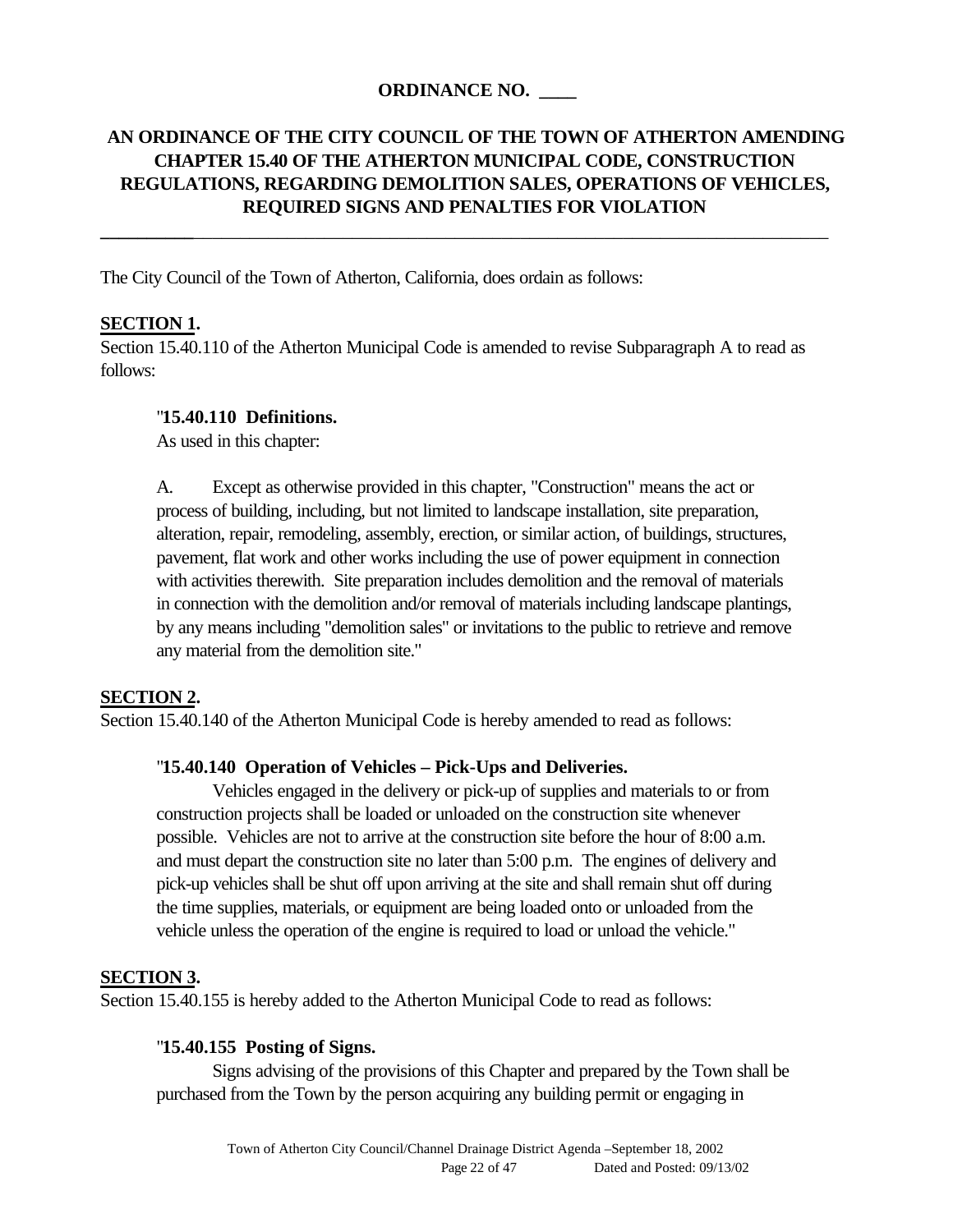**ORDINANCE NO. ____**

**AN ORDINANCE OF THE CITY COUNCIL OF THE TOWN OF ATHERTON AMENDING CHAPTER 15.40 OF THE ATHERTON MUNICIPAL CODE, CONSTRUCTION REGULATIONS, REGARDING DEMOLITION SALES, OPERATIONS OF VEHICLES, REQUIRED SIGNS AND PENALTIES FOR VIOLATION**

---

The City Council of the Town of Atherton, California, does ordain as follows:

**SECTION 1.**

Section 15.40.110 of the Atherton Municipal Code is amended to revise Subparagraph A to read as follows:

> "**15.40.110 Definitions.**
>
> As used in this chapter:
>
> A. Except as otherwise provided in this chapter, "Construction" means the act or process of building, including, but not limited to landscape installation, site preparation, alteration, repair, remodeling, assembly, erection, or similar action, of buildings, structures, pavement, flat work and other works including the use of power equipment in connection with activities therewith. Site preparation includes demolition and the removal of materials in connection with the demolition and/or removal of materials including landscape plantings, by any means including "demolition sales" or invitations to the public to retrieve and remove any material from the demolition site."

**SECTION 2.**

Section 15.40.140 of the Atherton Municipal Code is hereby amended to read as follows:

> "**15.40.140 Operation of Vehicles – Pick-Ups and Deliveries.**
>
> Vehicles engaged in the delivery or pick-up of supplies and materials to or from construction projects shall be loaded or unloaded on the construction site whenever possible. Vehicles are not to arrive at the construction site before the hour of 8:00 a.m. and must depart the construction site no later than 5:00 p.m. The engines of delivery and pick-up vehicles shall be shut off upon arriving at the site and shall remain shut off during the time supplies, materials, or equipment are being loaded onto or unloaded from the vehicle unless the operation of the engine is required to load or unload the vehicle."

**SECTION 3.**

Section 15.40.155 is hereby added to the Atherton Municipal Code to read as follows:

> "**15.40.155 Posting of Signs.**
>
> Signs advising of the provisions of this Chapter and prepared by the Town shall be purchased from the Town by the person acquiring any building permit or engaging in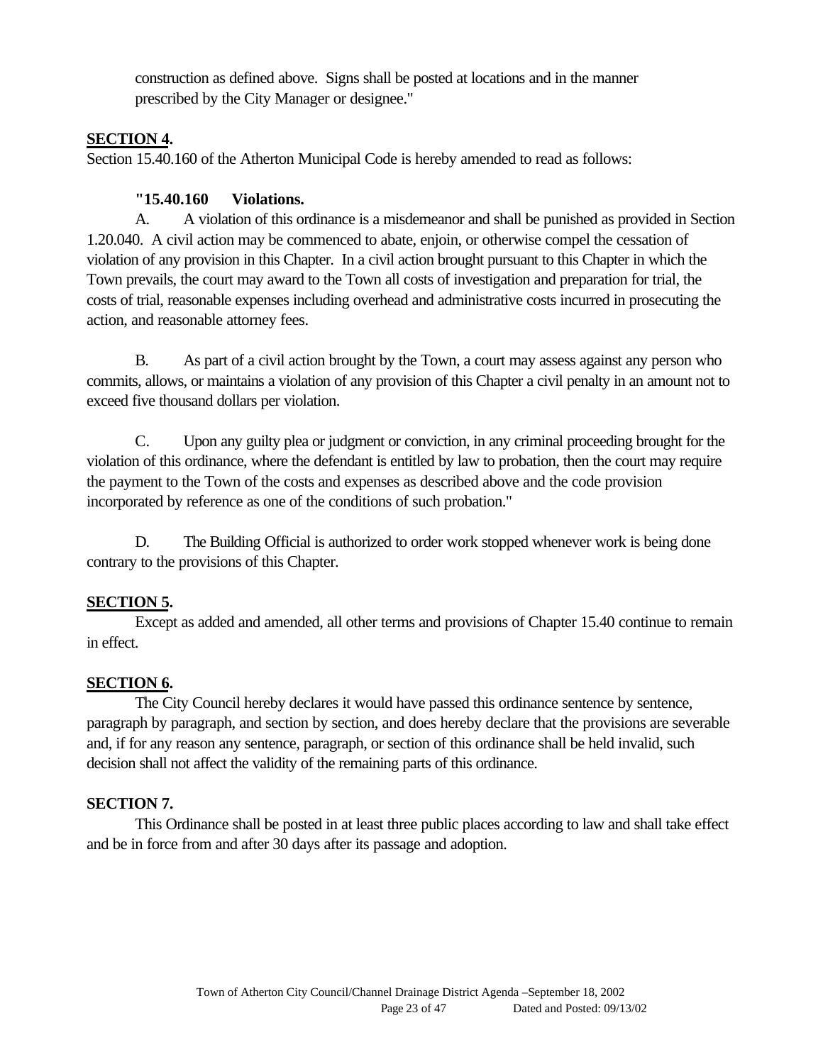construction as defined above. Signs shall be posted at locations and in the manner prescribed by the City Manager or designee."

**SECTION 4.**

Section 15.40.160 of the Atherton Municipal Code is hereby amended to read as follows:

**"15.40.160 Violations.**

A. A violation of this ordinance is a misdemeanor and shall be punished as provided in Section 1.20.040. A civil action may be commenced to abate, enjoin, or otherwise compel the cessation of violation of any provision in this Chapter. In a civil action brought pursuant to this Chapter in which the Town prevails, the court may award to the Town all costs of investigation and preparation for trial, the costs of trial, reasonable expenses including overhead and administrative costs incurred in prosecuting the action, and reasonable attorney fees.

B. As part of a civil action brought by the Town, a court may assess against any person who commits, allows, or maintains a violation of any provision of this Chapter a civil penalty in an amount not to exceed five thousand dollars per violation.

C. Upon any guilty plea or judgment or conviction, in any criminal proceeding brought for the violation of this ordinance, where the defendant is entitled by law to probation, then the court may require the payment to the Town of the costs and expenses as described above and the code provision incorporated by reference as one of the conditions of such probation."

D. The Building Official is authorized to order work stopped whenever work is being done contrary to the provisions of this Chapter.

**SECTION 5.**

Except as added and amended, all other terms and provisions of Chapter 15.40 continue to remain in effect.

**SECTION 6.**

The City Council hereby declares it would have passed this ordinance sentence by sentence, paragraph by paragraph, and section by section, and does hereby declare that the provisions are severable and, if for any reason any sentence, paragraph, or section of this ordinance shall be held invalid, such decision shall not affect the validity of the remaining parts of this ordinance.

**SECTION 7.**

This Ordinance shall be posted in at least three public places according to law and shall take effect and be in force from and after 30 days after its passage and adoption.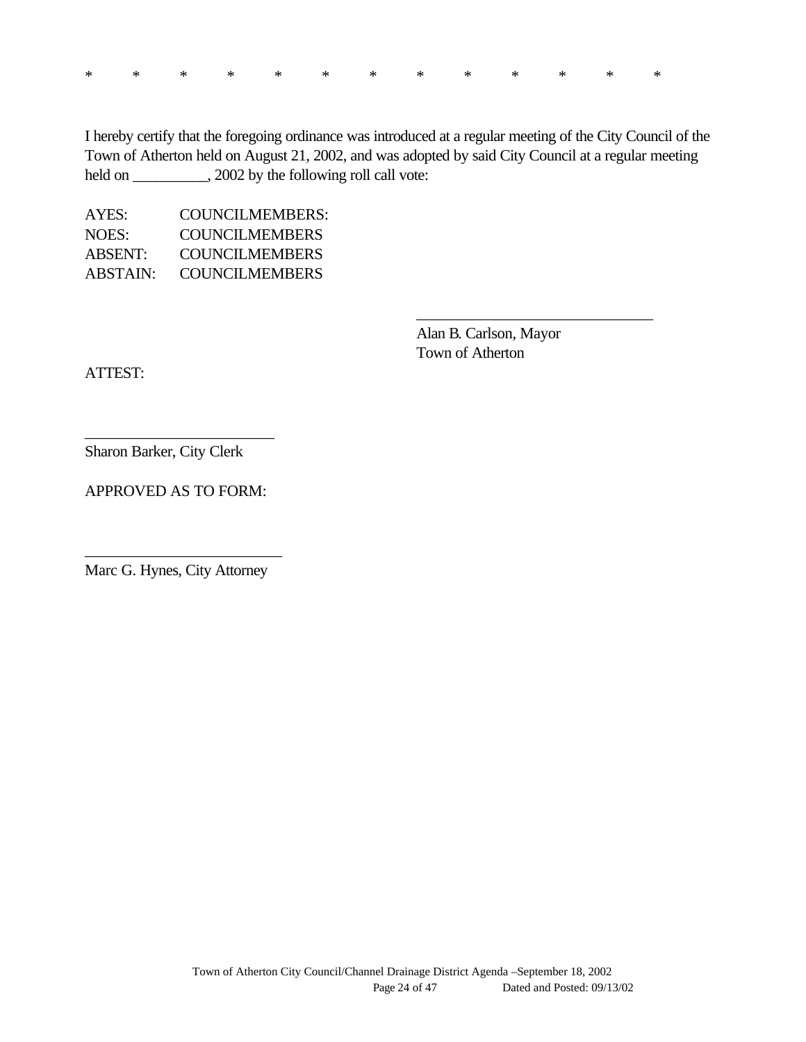*      *      *      *      *      *      *      *      *      *      *      *      *

I hereby certify that the foregoing ordinance was introduced at a regular meeting of the City Council of the Town of Atherton held on August 21, 2002, and was adopted by said City Council at a regular meeting held on __________, 2002 by the following roll call vote:

AYES: COUNCILMEMBERS:
NOES: COUNCILMEMBERS
ABSENT: COUNCILMEMBERS
ABSTAIN: COUNCILMEMBERS

______________________________
Alan B. Carlson, Mayor
Town of Atherton

ATTEST:

________________________
Sharon Barker, City Clerk

APPROVED AS TO FORM:

_________________________
Marc G. Hynes, City Attorney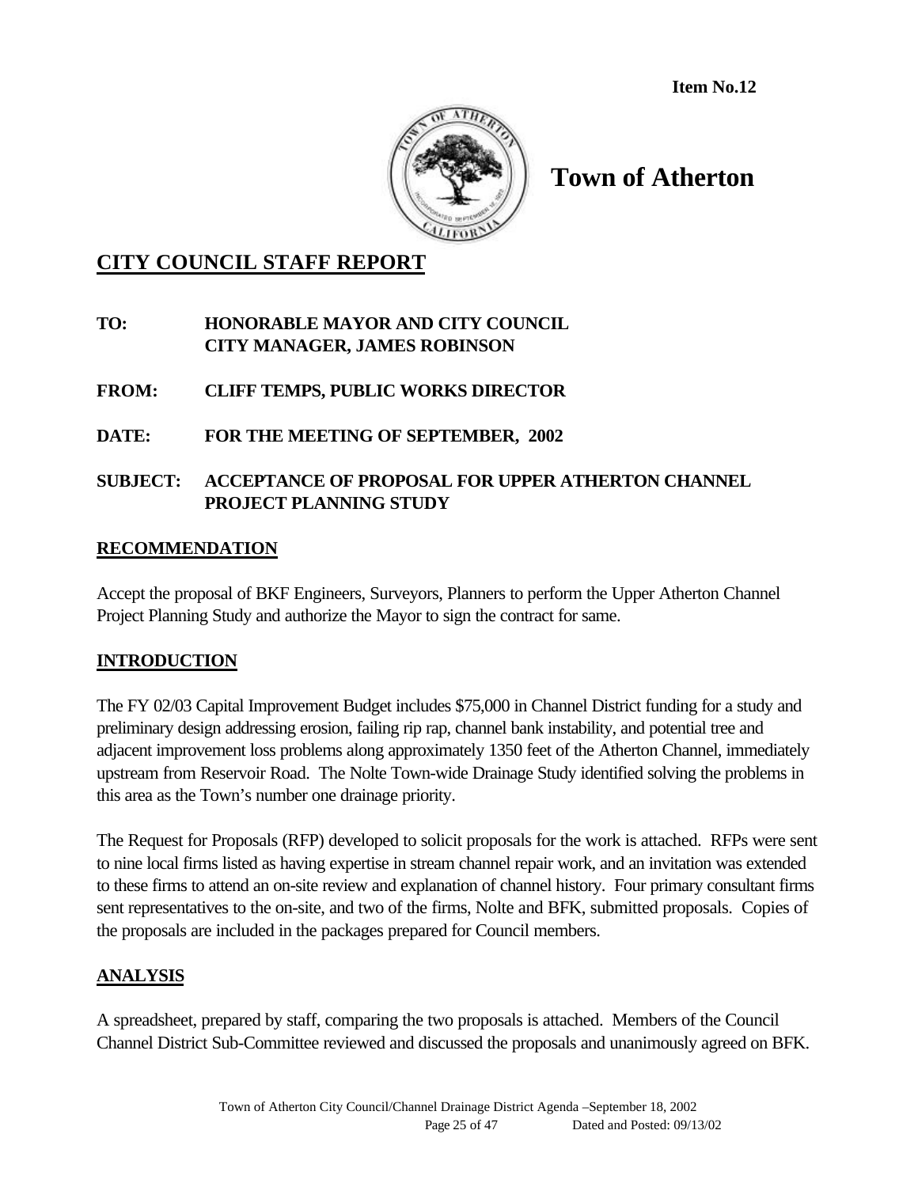Item No.12

# Town of Atherton

## CITY COUNCIL STAFF REPORT

**TO:** **HONORABLE MAYOR AND CITY COUNCIL**
**CITY MANAGER, JAMES ROBINSON**

**FROM:** **CLIFF TEMPS, PUBLIC WORKS DIRECTOR**

**DATE:** **FOR THE MEETING OF SEPTEMBER, 2002**

**SUBJECT:** **ACCEPTANCE OF PROPOSAL FOR UPPER ATHERTON CHANNEL PROJECT PLANNING STUDY**

### RECOMMENDATION

Accept the proposal of BKF Engineers, Surveyors, Planners to perform the Upper Atherton Channel Project Planning Study and authorize the Mayor to sign the contract for same.

### INTRODUCTION

The FY 02/03 Capital Improvement Budget includes $75,000 in Channel District funding for a study and preliminary design addressing erosion, failing rip rap, channel bank instability, and potential tree and adjacent improvement loss problems along approximately 1350 feet of the Atherton Channel, immediately upstream from Reservoir Road. The Nolte Town-wide Drainage Study identified solving the problems in this area as the Town's number one drainage priority.

The Request for Proposals (RFP) developed to solicit proposals for the work is attached. RFPs were sent to nine local firms listed as having expertise in stream channel repair work, and an invitation was extended to these firms to attend an on-site review and explanation of channel history. Four primary consultant firms sent representatives to the on-site, and two of the firms, Nolte and BFK, submitted proposals. Copies of the proposals are included in the packages prepared for Council members.

### ANALYSIS

A spreadsheet, prepared by staff, comparing the two proposals is attached. Members of the Council Channel District Sub-Committee reviewed and discussed the proposals and unanimously agreed on BFK.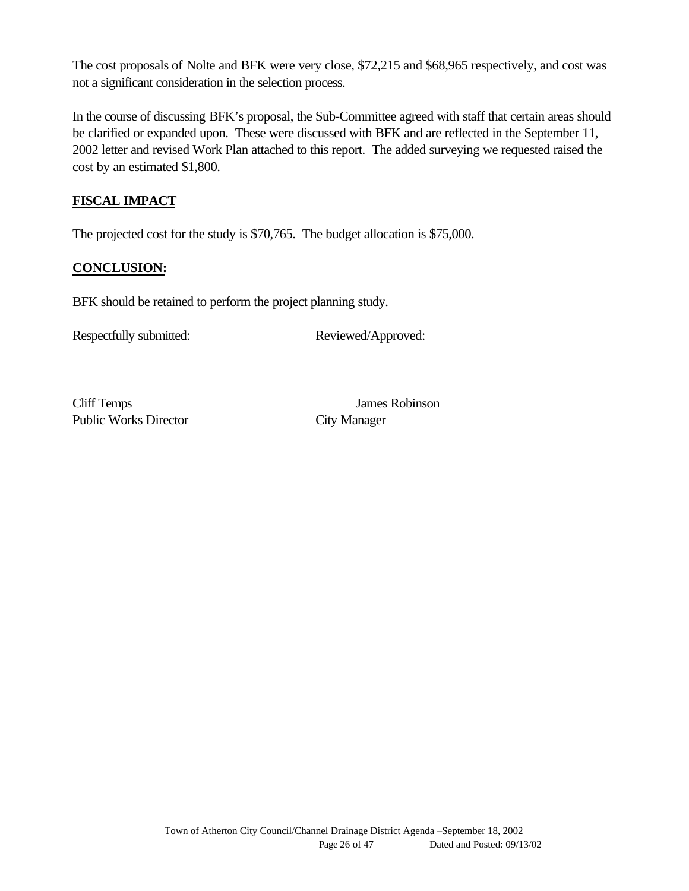The cost proposals of Nolte and BFK were very close, $72,215 and $68,965 respectively, and cost was not a significant consideration in the selection process.

In the course of discussing BFK's proposal, the Sub-Committee agreed with staff that certain areas should be clarified or expanded upon. These were discussed with BFK and are reflected in the September 11, 2002 letter and revised Work Plan attached to this report. The added surveying we requested raised the cost by an estimated $1,800.

**FISCAL IMPACT**

The projected cost for the study is $70,765. The budget allocation is $75,000.

**CONCLUSION:**

BFK should be retained to perform the project planning study.

Respectfully submitted: Reviewed/Approved:

Cliff Temps
Public Works Director

James Robinson
City Manager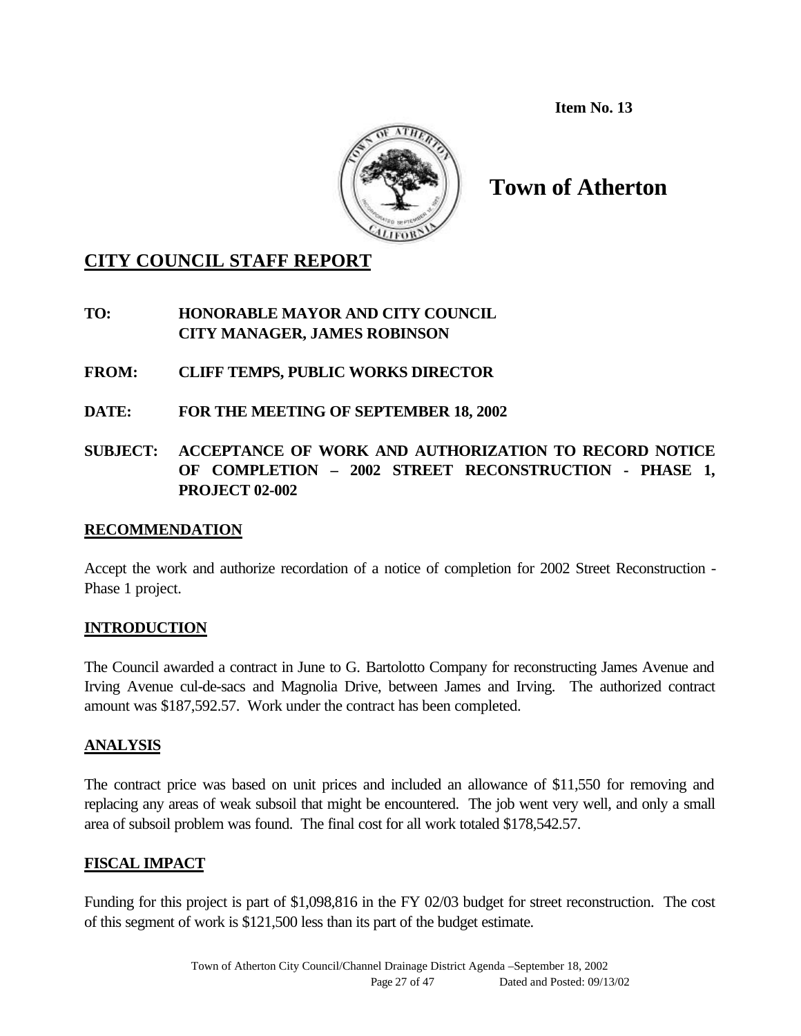**Item No. 13**

# Town of Atherton

## CITY COUNCIL STAFF REPORT

**TO:** **HONORABLE MAYOR AND CITY COUNCIL**
**CITY MANAGER, JAMES ROBINSON**

**FROM:** **CLIFF TEMPS, PUBLIC WORKS DIRECTOR**

**DATE:** **FOR THE MEETING OF SEPTEMBER 18, 2002**

**SUBJECT:** **ACCEPTANCE OF WORK AND AUTHORIZATION TO RECORD NOTICE OF COMPLETION – 2002 STREET RECONSTRUCTION - PHASE 1, PROJECT 02-002**

### RECOMMENDATION

Accept the work and authorize recordation of a notice of completion for 2002 Street Reconstruction - Phase 1 project.

### INTRODUCTION

The Council awarded a contract in June to G. Bartolotto Company for reconstructing James Avenue and Irving Avenue cul-de-sacs and Magnolia Drive, between James and Irving. The authorized contract amount was $187,592.57. Work under the contract has been completed.

### ANALYSIS

The contract price was based on unit prices and included an allowance of $11,550 for removing and replacing any areas of weak subsoil that might be encountered. The job went very well, and only a small area of subsoil problem was found. The final cost for all work totaled $178,542.57.

### FISCAL IMPACT

Funding for this project is part of $1,098,816 in the FY 02/03 budget for street reconstruction. The cost of this segment of work is $121,500 less than its part of the budget estimate.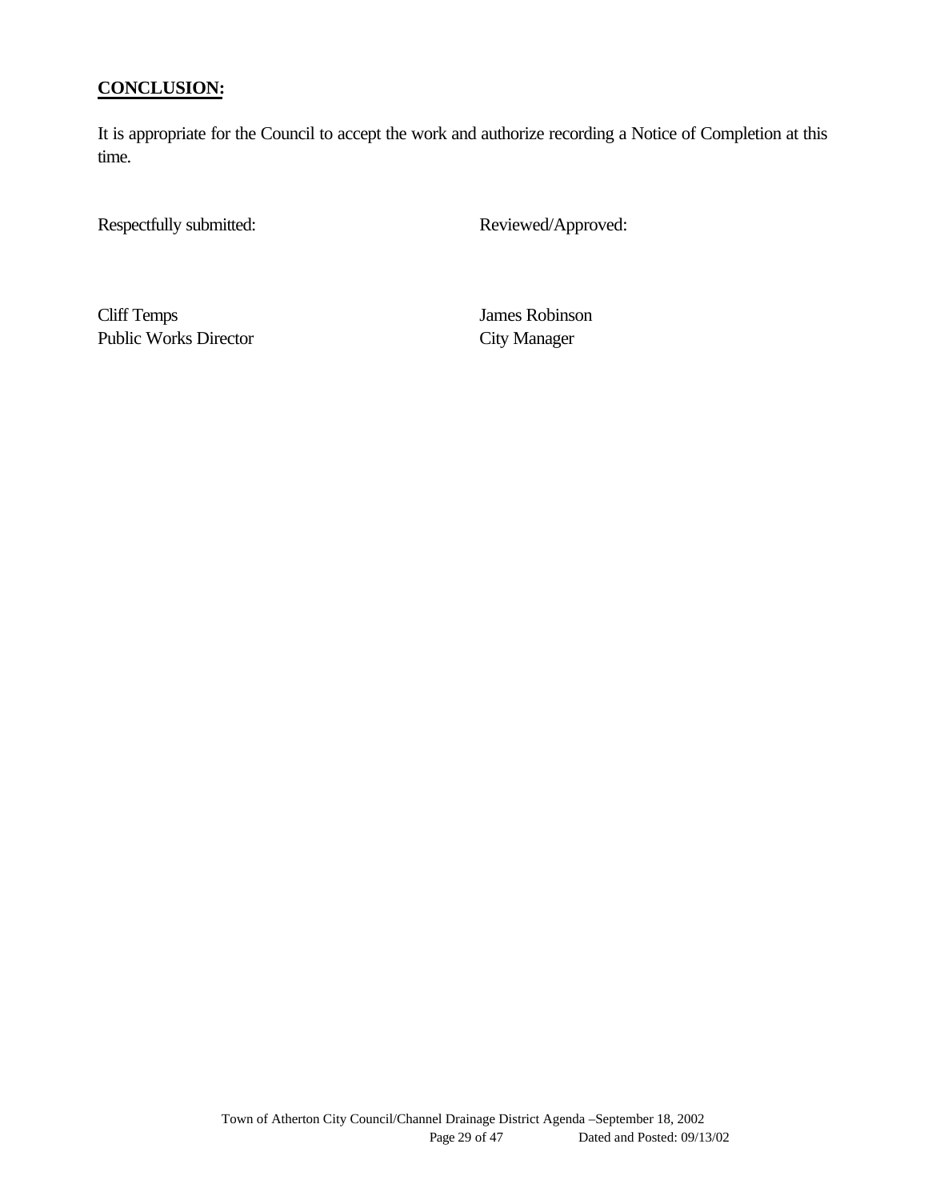## **CONCLUSION:**

It is appropriate for the Council to accept the work and authorize recording a Notice of Completion at this time.

Respectfully submitted: Reviewed/Approved:

Cliff Temps
Public Works Director

James Robinson
City Manager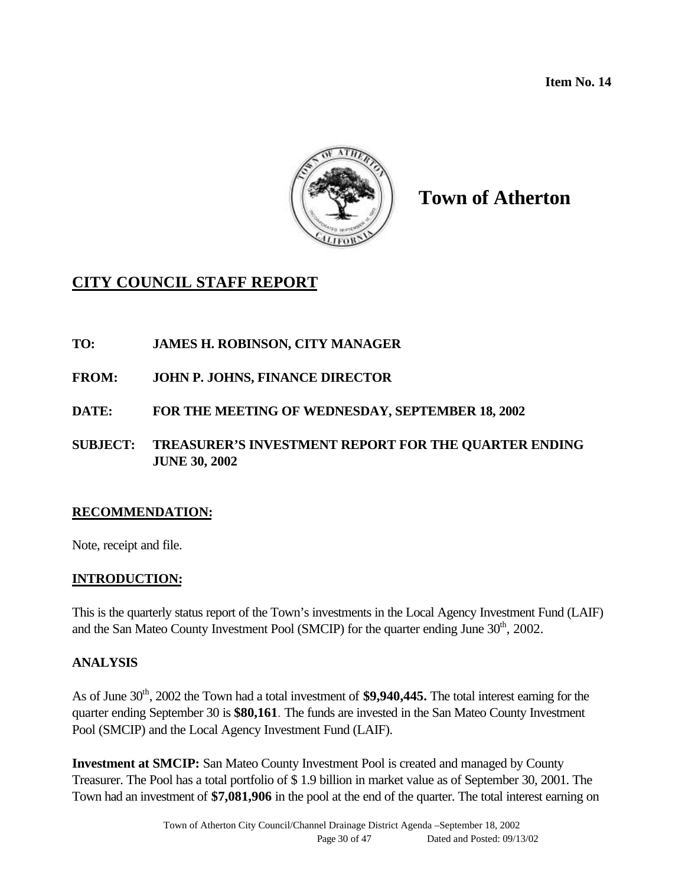**Item No. 14**

# Town of Atherton

## CITY COUNCIL STAFF REPORT

**TO:** **JAMES H. ROBINSON, CITY MANAGER**

**FROM:** **JOHN P. JOHNS, FINANCE DIRECTOR**

**DATE:** **FOR THE MEETING OF WEDNESDAY, SEPTEMBER 18, 2002**

**SUBJECT:** **TREASURER'S INVESTMENT REPORT FOR THE QUARTER ENDING JUNE 30, 2002**

### RECOMMENDATION:

Note, receipt and file.

### INTRODUCTION:

This is the quarterly status report of the Town's investments in the Local Agency Investment Fund (LAIF) and the San Mateo County Investment Pool (SMCIP) for the quarter ending June 30th, 2002.

### ANALYSIS

As of June 30th, 2002 the Town had a total investment of **$9,940,445.** The total interest earning for the quarter ending September 30 is **$80,161**. The funds are invested in the San Mateo County Investment Pool (SMCIP) and the Local Agency Investment Fund (LAIF).

**Investment at SMCIP:** San Mateo County Investment Pool is created and managed by County Treasurer. The Pool has a total portfolio of $ 1.9 billion in market value as of September 30, 2001. The Town had an investment of **$7,081,906** in the pool at the end of the quarter. The total interest earning on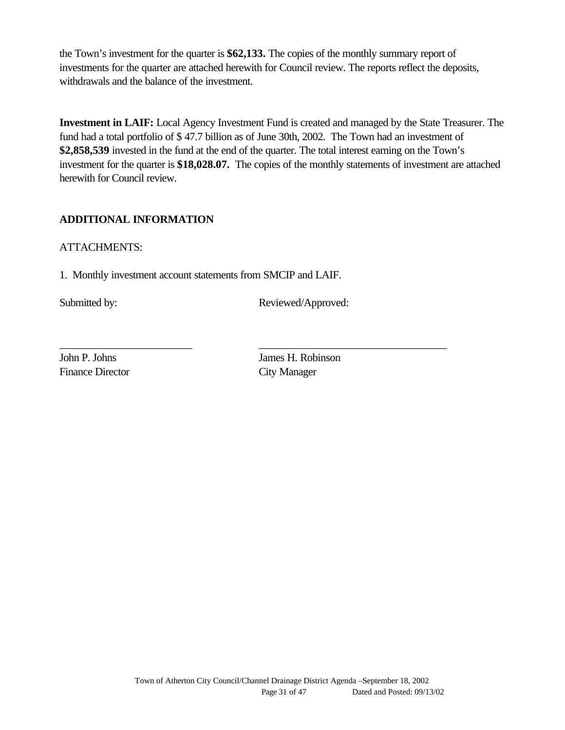the Town's investment for the quarter is **$62,133.** The copies of the monthly summary report of investments for the quarter are attached herewith for Council review. The reports reflect the deposits, withdrawals and the balance of the investment.

**Investment in LAIF:** Local Agency Investment Fund is created and managed by the State Treasurer. The fund had a total portfolio of $ 47.7 billion as of June 30th, 2002. The Town had an investment of **$2,858,539** invested in the fund at the end of the quarter. The total interest earning on the Town's investment for the quarter is **$18,028.07.** The copies of the monthly statements of investment are attached herewith for Council review.

## ADDITIONAL INFORMATION

ATTACHMENTS:

1. Monthly investment account statements from SMCIP and LAIF.

Submitted by: Reviewed/Approved:

\_\_\_\_\_\_\_\_\_\_\_\_\_\_\_\_\_\_\_\_\_\_\_\_\_ \_\_\_\_\_\_\_\_\_\_\_\_\_\_\_\_\_\_\_\_\_\_\_\_\_\_\_\_\_\_\_\_\_\_\_\_

John P. Johns
Finance Director

James H. Robinson
City Manager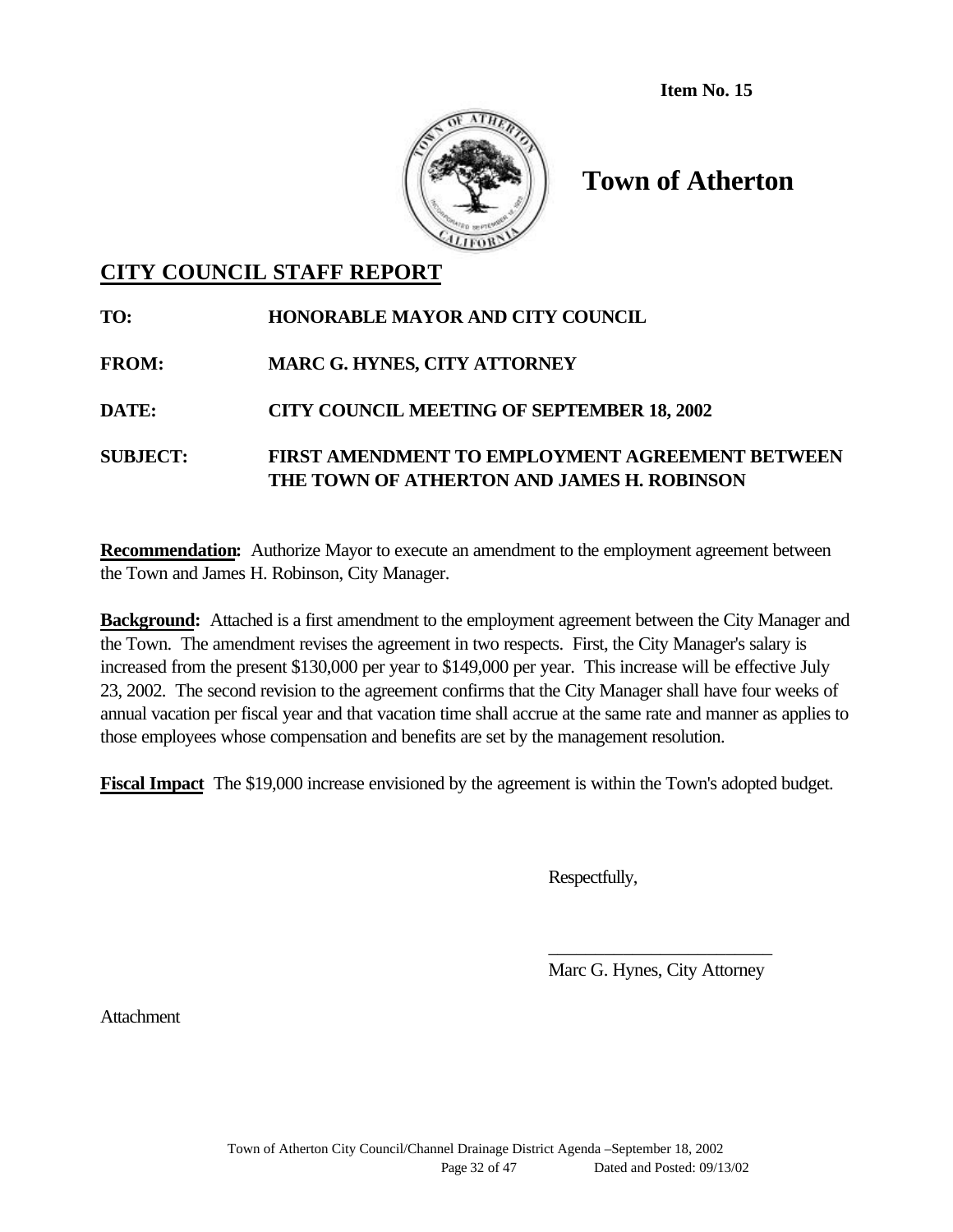**Item No. 15**

# Town of Atherton

## CITY COUNCIL STAFF REPORT

**TO:** HONORABLE MAYOR AND CITY COUNCIL

**FROM:** MARC G. HYNES, CITY ATTORNEY

**DATE:** CITY COUNCIL MEETING OF SEPTEMBER 18, 2002

**SUBJECT:** FIRST AMENDMENT TO EMPLOYMENT AGREEMENT BETWEEN THE TOWN OF ATHERTON AND JAMES H. ROBINSON

**Recommendation:** Authorize Mayor to execute an amendment to the employment agreement between the Town and James H. Robinson, City Manager.

**Background:** Attached is a first amendment to the employment agreement between the City Manager and the Town. The amendment revises the agreement in two respects. First, the City Manager's salary is increased from the present $130,000 per year to $149,000 per year. This increase will be effective July 23, 2002. The second revision to the agreement confirms that the City Manager shall have four weeks of annual vacation per fiscal year and that vacation time shall accrue at the same rate and manner as applies to those employees whose compensation and benefits are set by the management resolution.

**Fiscal Impact** The $19,000 increase envisioned by the agreement is within the Town's adopted budget.

Respectfully,

\_\_\_\_\_\_\_\_\_\_\_\_\_\_\_\_\_\_\_\_\_\_\_\_\_

Marc G. Hynes, City Attorney

Attachment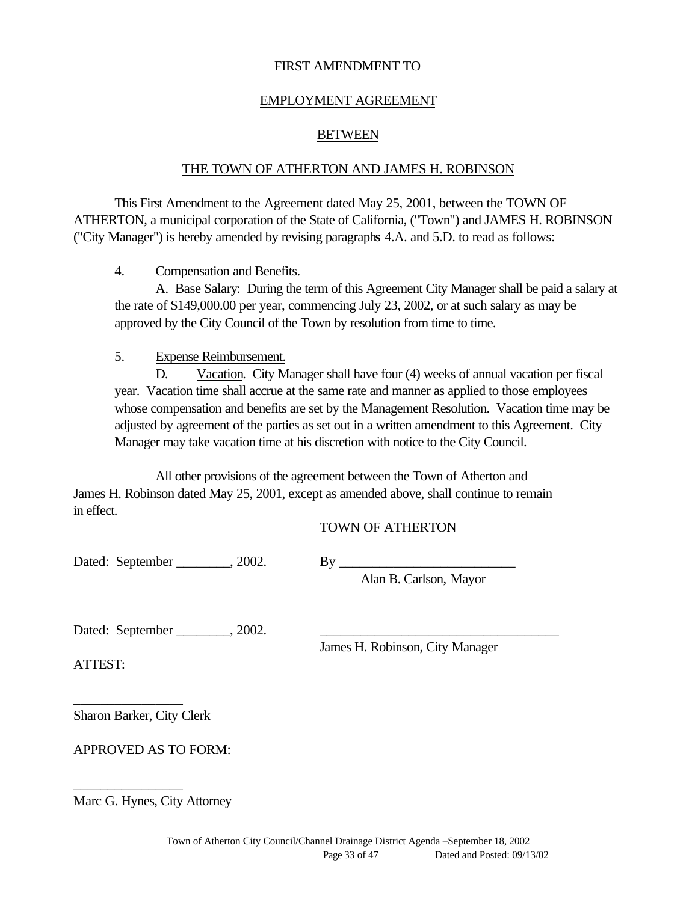FIRST AMENDMENT TO

EMPLOYMENT AGREEMENT

BETWEEN

THE TOWN OF ATHERTON AND JAMES H. ROBINSON

This First Amendment to the Agreement dated May 25, 2001, between the TOWN OF ATHERTON, a municipal corporation of the State of California, ("Town") and JAMES H. ROBINSON ("City Manager") is hereby amended by revising paragraphs 4.A. and 5.D. to read as follows:

4. Compensation and Benefits.

A. Base Salary: During the term of this Agreement City Manager shall be paid a salary at the rate of $149,000.00 per year, commencing July 23, 2002, or at such salary as may be approved by the City Council of the Town by resolution from time to time.

5. Expense Reimbursement.

D. Vacation. City Manager shall have four (4) weeks of annual vacation per fiscal year. Vacation time shall accrue at the same rate and manner as applied to those employees whose compensation and benefits are set by the Management Resolution. Vacation time may be adjusted by agreement of the parties as set out in a written amendment to this Agreement. City Manager may take vacation time at his discretion with notice to the City Council.

All other provisions of the agreement between the Town of Atherton and James H. Robinson dated May 25, 2001, except as amended above, shall continue to remain in effect.

TOWN OF ATHERTON

Dated: September ________, 2002.

By __________________________
Alan B. Carlson, Mayor

Dated: September ________, 2002.

___________________________________
James H. Robinson, City Manager

ATTEST:

________________
Sharon Barker, City Clerk

APPROVED AS TO FORM:

________________
Marc G. Hynes, City Attorney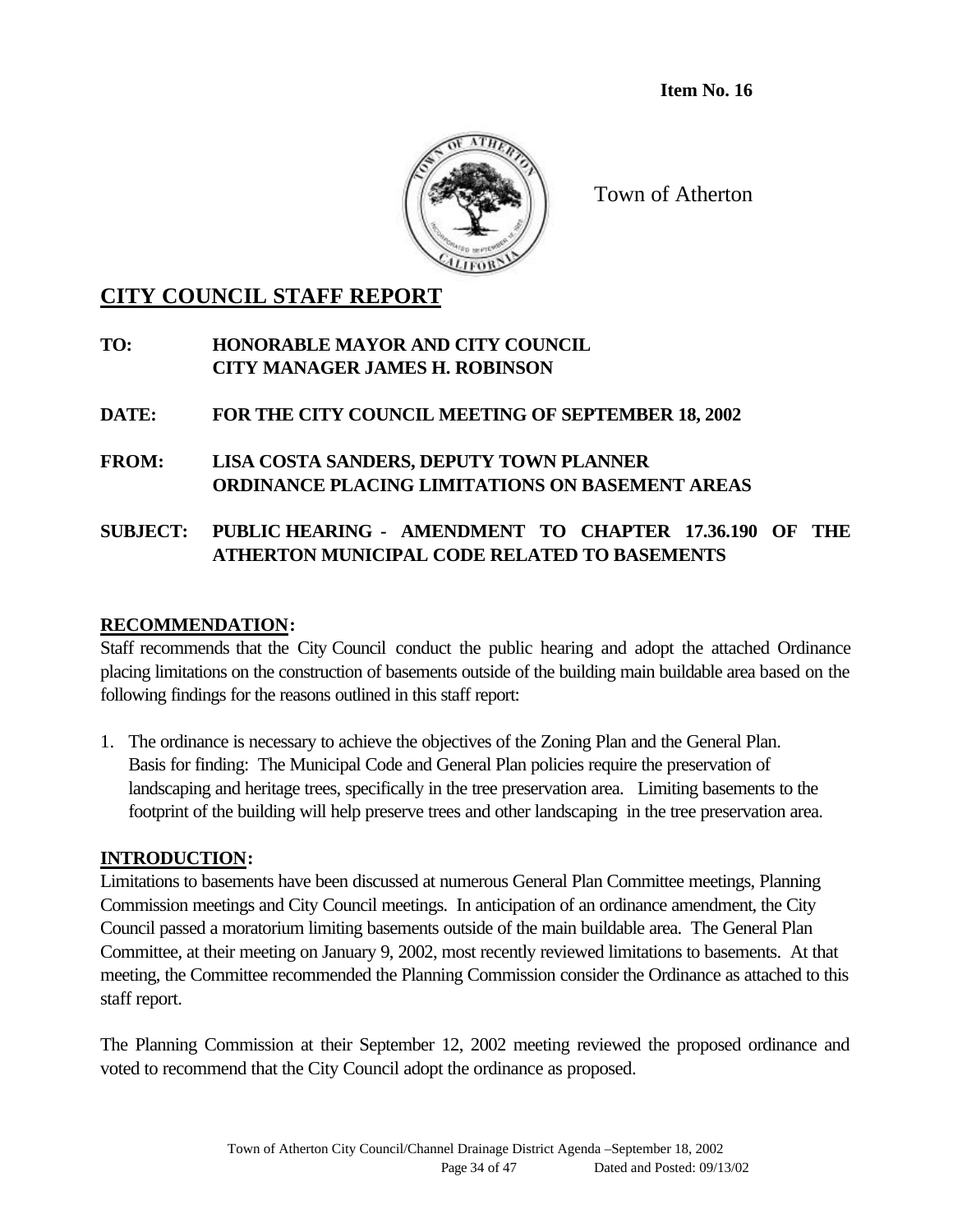**Item No. 16**

Town of Atherton

# CITY COUNCIL STAFF REPORT

**TO:** **HONORABLE MAYOR AND CITY COUNCIL**
**CITY MANAGER JAMES H. ROBINSON**

**DATE:** **FOR THE CITY COUNCIL MEETING OF SEPTEMBER 18, 2002**

**FROM:** **LISA COSTA SANDERS, DEPUTY TOWN PLANNER**
**ORDINANCE PLACING LIMITATIONS ON BASEMENT AREAS**

**SUBJECT:** **PUBLIC HEARING - AMENDMENT TO CHAPTER 17.36.190 OF THE ATHERTON MUNICIPAL CODE RELATED TO BASEMENTS**

## RECOMMENDATION:

Staff recommends that the City Council conduct the public hearing and adopt the attached Ordinance placing limitations on the construction of basements outside of the building main buildable area based on the following findings for the reasons outlined in this staff report:

1. The ordinance is necessary to achieve the objectives of the Zoning Plan and the General Plan.
   Basis for finding: The Municipal Code and General Plan policies require the preservation of landscaping and heritage trees, specifically in the tree preservation area. Limiting basements to the footprint of the building will help preserve trees and other landscaping in the tree preservation area.

## INTRODUCTION:

Limitations to basements have been discussed at numerous General Plan Committee meetings, Planning Commission meetings and City Council meetings. In anticipation of an ordinance amendment, the City Council passed a moratorium limiting basements outside of the main buildable area. The General Plan Committee, at their meeting on January 9, 2002, most recently reviewed limitations to basements. At that meeting, the Committee recommended the Planning Commission consider the Ordinance as attached to this staff report.

The Planning Commission at their September 12, 2002 meeting reviewed the proposed ordinance and voted to recommend that the City Council adopt the ordinance as proposed.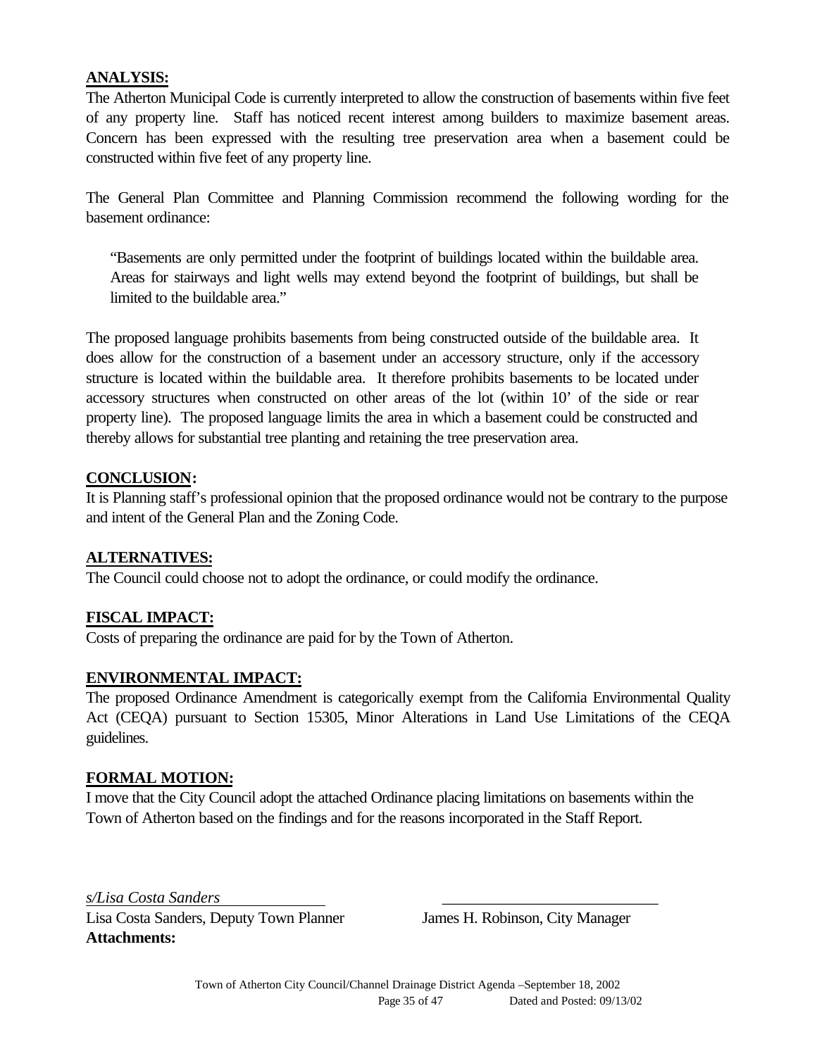**ANALYSIS:**

The Atherton Municipal Code is currently interpreted to allow the construction of basements within five feet of any property line. Staff has noticed recent interest among builders to maximize basement areas. Concern has been expressed with the resulting tree preservation area when a basement could be constructed within five feet of any property line.

The General Plan Committee and Planning Commission recommend the following wording for the basement ordinance:

> "Basements are only permitted under the footprint of buildings located within the buildable area. Areas for stairways and light wells may extend beyond the footprint of buildings, but shall be limited to the buildable area."

The proposed language prohibits basements from being constructed outside of the buildable area. It does allow for the construction of a basement under an accessory structure, only if the accessory structure is located within the buildable area. It therefore prohibits basements to be located under accessory structures when constructed on other areas of the lot (within 10' of the side or rear property line). The proposed language limits the area in which a basement could be constructed and thereby allows for substantial tree planting and retaining the tree preservation area.

**CONCLUSION:**

It is Planning staff's professional opinion that the proposed ordinance would not be contrary to the purpose and intent of the General Plan and the Zoning Code.

**ALTERNATIVES:**

The Council could choose not to adopt the ordinance, or could modify the ordinance.

**FISCAL IMPACT:**

Costs of preparing the ordinance are paid for by the Town of Atherton.

**ENVIRONMENTAL IMPACT:**

The proposed Ordinance Amendment is categorically exempt from the California Environmental Quality Act (CEQA) pursuant to Section 15305, Minor Alterations in Land Use Limitations of the CEQA guidelines.

**FORMAL MOTION:**

I move that the City Council adopt the attached Ordinance placing limitations on basements within the Town of Atherton based on the findings and for the reasons incorporated in the Staff Report.

*s/Lisa Costa Sanders*

Lisa Costa Sanders, Deputy Town Planner

\_\_\_\_\_\_\_\_\_\_\_\_\_\_\_\_\_\_\_\_\_\_\_\_\_\_\_\_

James H. Robinson, City Manager

**Attachments:**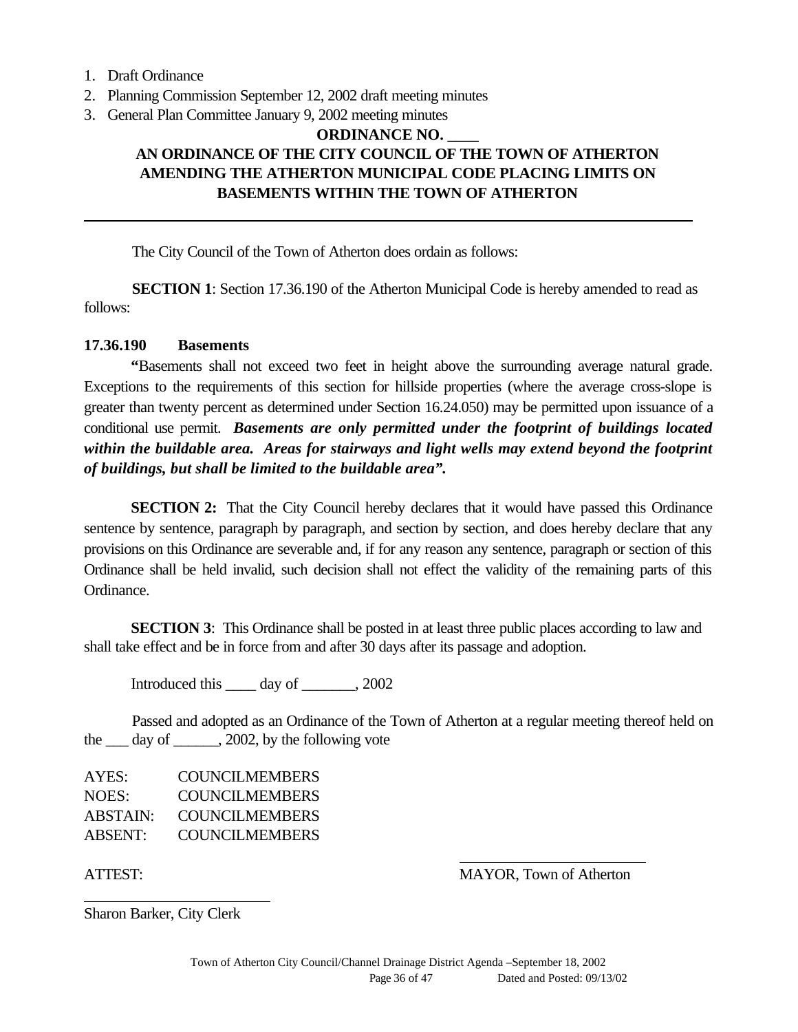1. Draft Ordinance
2. Planning Commission September 12, 2002 draft meeting minutes
3. General Plan Committee January 9, 2002 meeting minutes

**ORDINANCE NO. ____**

**AN ORDINANCE OF THE CITY COUNCIL OF THE TOWN OF ATHERTON AMENDING THE ATHERTON MUNICIPAL CODE PLACING LIMITS ON BASEMENTS WITHIN THE TOWN OF ATHERTON**

---

The City Council of the Town of Atherton does ordain as follows:

**SECTION 1**: Section 17.36.190 of the Atherton Municipal Code is hereby amended to read as follows:

**17.36.190 Basements**

**"**Basements shall not exceed two feet in height above the surrounding average natural grade. Exceptions to the requirements of this section for hillside properties (where the average cross-slope is greater than twenty percent as determined under Section 16.24.050) may be permitted upon issuance of a conditional use permit. ***Basements are only permitted under the footprint of buildings located within the buildable area. Areas for stairways and light wells may extend beyond the footprint of buildings, but shall be limited to the buildable area".***

**SECTION 2:** That the City Council hereby declares that it would have passed this Ordinance sentence by sentence, paragraph by paragraph, and section by section, and does hereby declare that any provisions on this Ordinance are severable and, if for any reason any sentence, paragraph or section of this Ordinance shall be held invalid, such decision shall not effect the validity of the remaining parts of this Ordinance.

**SECTION 3**: This Ordinance shall be posted in at least three public places according to law and shall take effect and be in force from and after 30 days after its passage and adoption.

Introduced this ____ day of _______, 2002

Passed and adopted as an Ordinance of the Town of Atherton at a regular meeting thereof held on the ___ day of ______, 2002, by the following vote

AYES: COUNCILMEMBERS
NOES: COUNCILMEMBERS
ABSTAIN: COUNCILMEMBERS
ABSENT: COUNCILMEMBERS

ATTEST:

________________________
MAYOR, Town of Atherton

________________________
Sharon Barker, City Clerk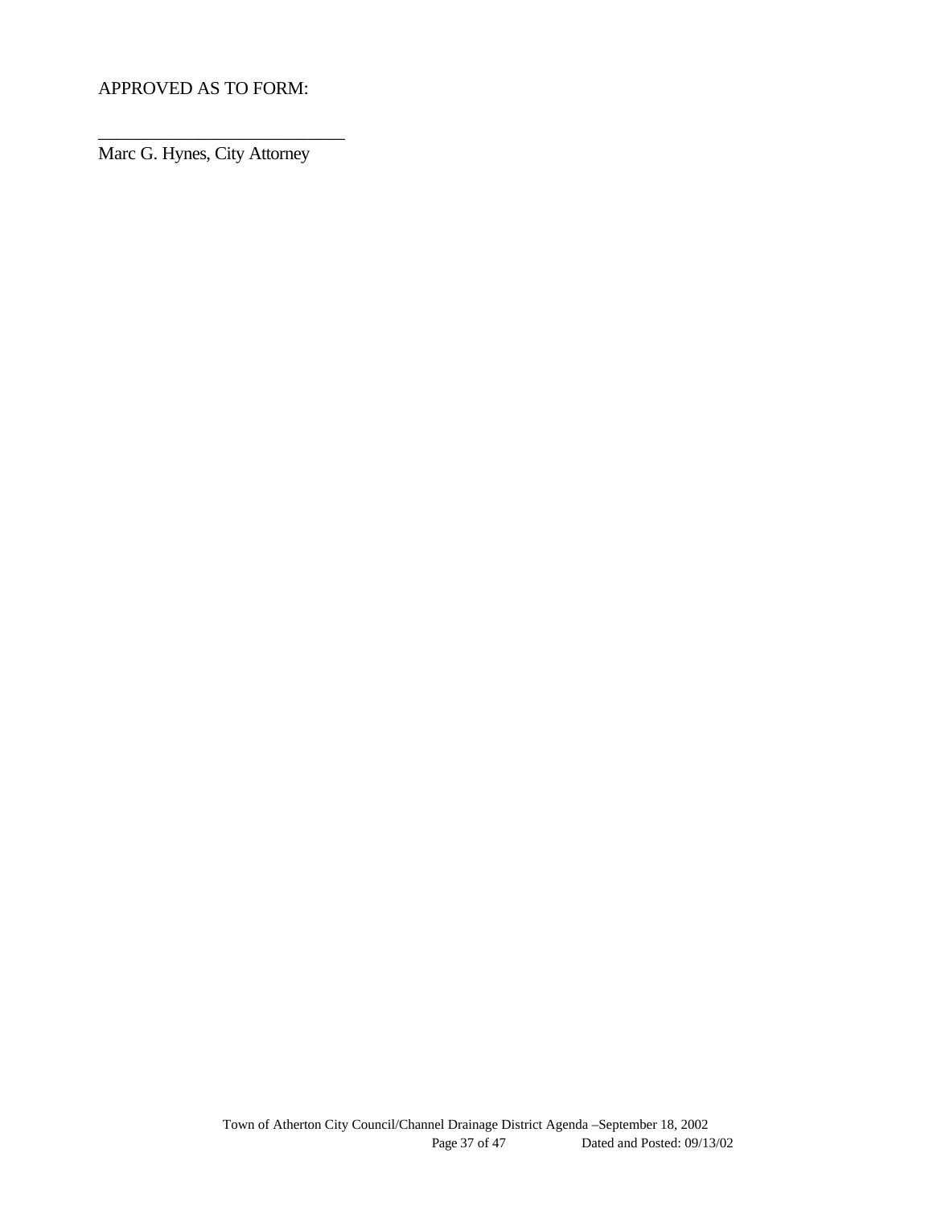APPROVED AS TO FORM:

_____________________________

Marc G. Hynes, City Attorney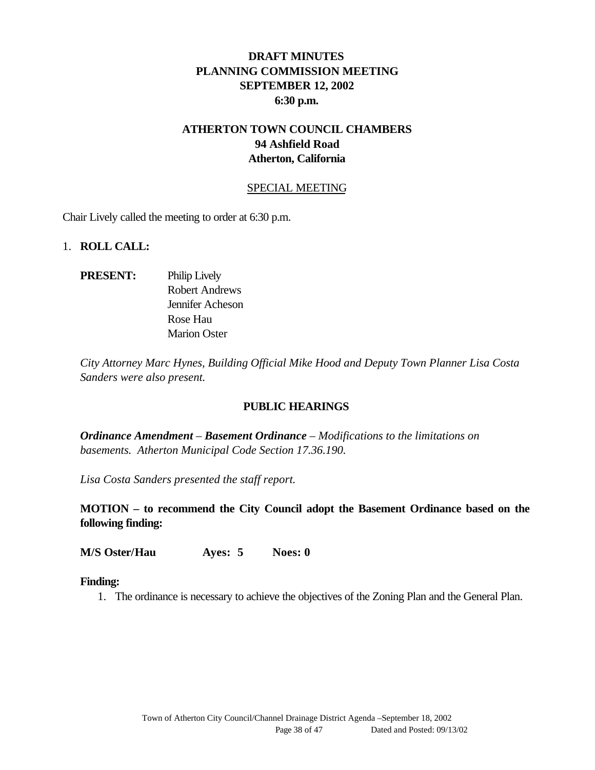# DRAFT MINUTES
# PLANNING COMMISSION MEETING
# SEPTEMBER 12, 2002
# 6:30 p.m.

## ATHERTON TOWN COUNCIL CHAMBERS
## 94 Ashfield Road
## Atherton, California

SPECIAL MEETING

Chair Lively called the meeting to order at 6:30 p.m.

1. **ROLL CALL:**

**PRESENT:** Philip Lively
Robert Andrews
Jennifer Acheson
Rose Hau
Marion Oster

*City Attorney Marc Hynes, Building Official Mike Hood and Deputy Town Planner Lisa Costa Sanders were also present.*

**PUBLIC HEARINGS**

***Ordinance Amendment** – **Basement Ordinance** – Modifications to the limitations on basements. Atherton Municipal Code Section 17.36.190.*

*Lisa Costa Sanders presented the staff report.*

**MOTION – to recommend the City Council adopt the Basement Ordinance based on the following finding:**

**M/S Oster/Hau Ayes: 5 Noes: 0**

**Finding:**

1. The ordinance is necessary to achieve the objectives of the Zoning Plan and the General Plan.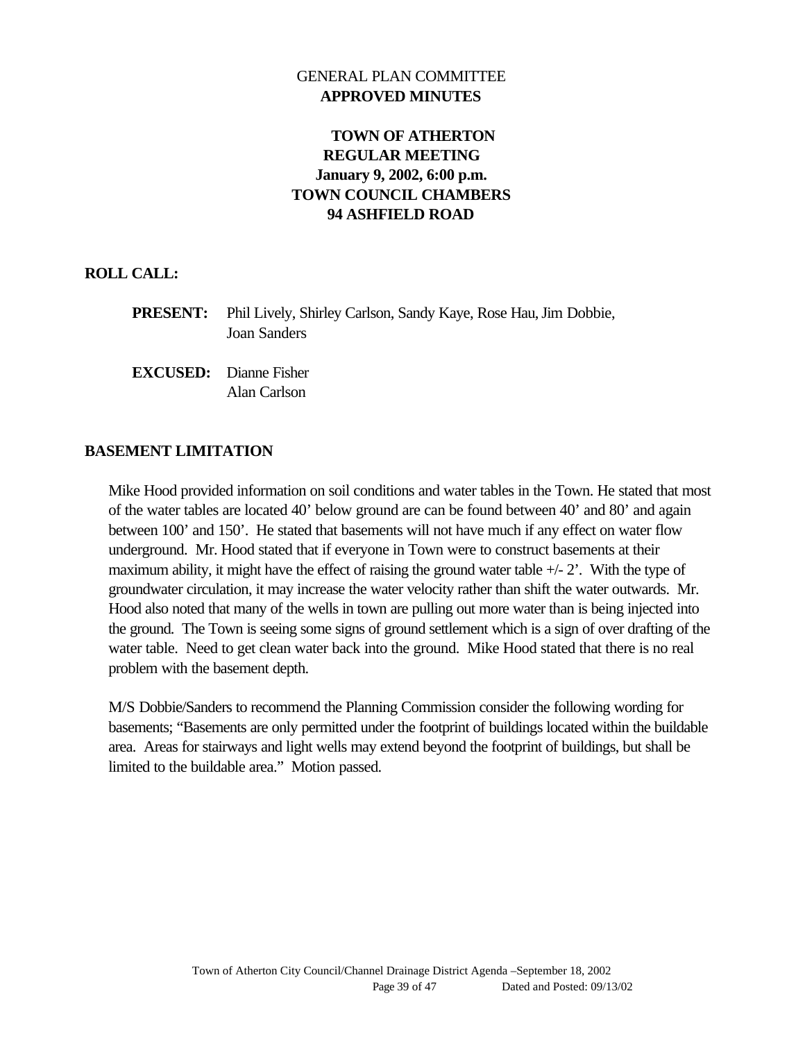GENERAL PLAN COMMITTEE
**APPROVED MINUTES**

**TOWN OF ATHERTON**
**REGULAR MEETING**
**January 9, 2002, 6:00 p.m.**
**TOWN COUNCIL CHAMBERS**
**94 ASHFIELD ROAD**

**ROLL CALL:**

**PRESENT:** Phil Lively, Shirley Carlson, Sandy Kaye, Rose Hau, Jim Dobbie, Joan Sanders

**EXCUSED:** Dianne Fisher
Alan Carlson

**BASEMENT LIMITATION**

Mike Hood provided information on soil conditions and water tables in the Town. He stated that most of the water tables are located 40' below ground are can be found between 40' and 80' and again between 100' and 150'. He stated that basements will not have much if any effect on water flow underground. Mr. Hood stated that if everyone in Town were to construct basements at their maximum ability, it might have the effect of raising the ground water table +/- 2'. With the type of groundwater circulation, it may increase the water velocity rather than shift the water outwards. Mr. Hood also noted that many of the wells in town are pulling out more water than is being injected into the ground. The Town is seeing some signs of ground settlement which is a sign of over drafting of the water table. Need to get clean water back into the ground. Mike Hood stated that there is no real problem with the basement depth.

M/S Dobbie/Sanders to recommend the Planning Commission consider the following wording for basements; "Basements are only permitted under the footprint of buildings located within the buildable area. Areas for stairways and light wells may extend beyond the footprint of buildings, but shall be limited to the buildable area." Motion passed.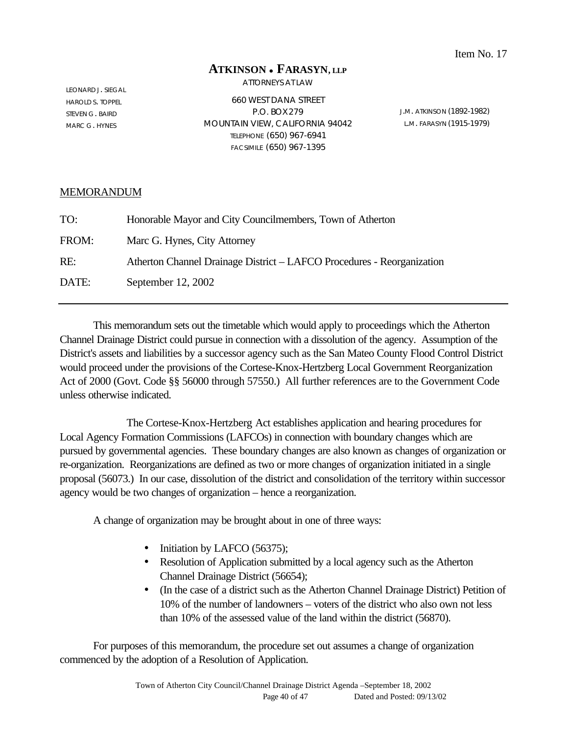Item No. 17

# ATKINSON • FARASYN, LLP

ATTORNEYS AT LAW

LEONARD J. SIEGAL
HAROLD S. TOPPEL
STEVEN G. BAIRD
MARC G. HYNES

660 WEST DANA STREET
P.O. BOX 279
MOUNTAIN VIEW, CALIFORNIA 94042
TELEPHONE (650) 967-6941
FACSIMILE (650) 967-1395

J.M. ATKINSON (1892-1982)
L.M. FARASYN (1915-1979)

MEMORANDUM

TO: Honorable Mayor and City Councilmembers, Town of Atherton

FROM: Marc G. Hynes, City Attorney

RE: Atherton Channel Drainage District – LAFCO Procedures - Reorganization

DATE: September 12, 2002

---

This memorandum sets out the timetable which would apply to proceedings which the Atherton Channel Drainage District could pursue in connection with a dissolution of the agency. Assumption of the District's assets and liabilities by a successor agency such as the San Mateo County Flood Control District would proceed under the provisions of the Cortese-Knox-Hertzberg Local Government Reorganization Act of 2000 (Govt. Code §§ 56000 through 57550.) All further references are to the Government Code unless otherwise indicated.

The Cortese-Knox-Hertzberg Act establishes application and hearing procedures for Local Agency Formation Commissions (LAFCOs) in connection with boundary changes which are pursued by governmental agencies. These boundary changes are also known as changes of organization or re-organization. Reorganizations are defined as two or more changes of organization initiated in a single proposal (56073.) In our case, dissolution of the district and consolidation of the territory within successor agency would be two changes of organization – hence a reorganization.

A change of organization may be brought about in one of three ways:

- Initiation by LAFCO (56375);
- Resolution of Application submitted by a local agency such as the Atherton Channel Drainage District (56654);
- (In the case of a district such as the Atherton Channel Drainage District) Petition of 10% of the number of landowners – voters of the district who also own not less than 10% of the assessed value of the land within the district (56870).

For purposes of this memorandum, the procedure set out assumes a change of organization commenced by the adoption of a Resolution of Application.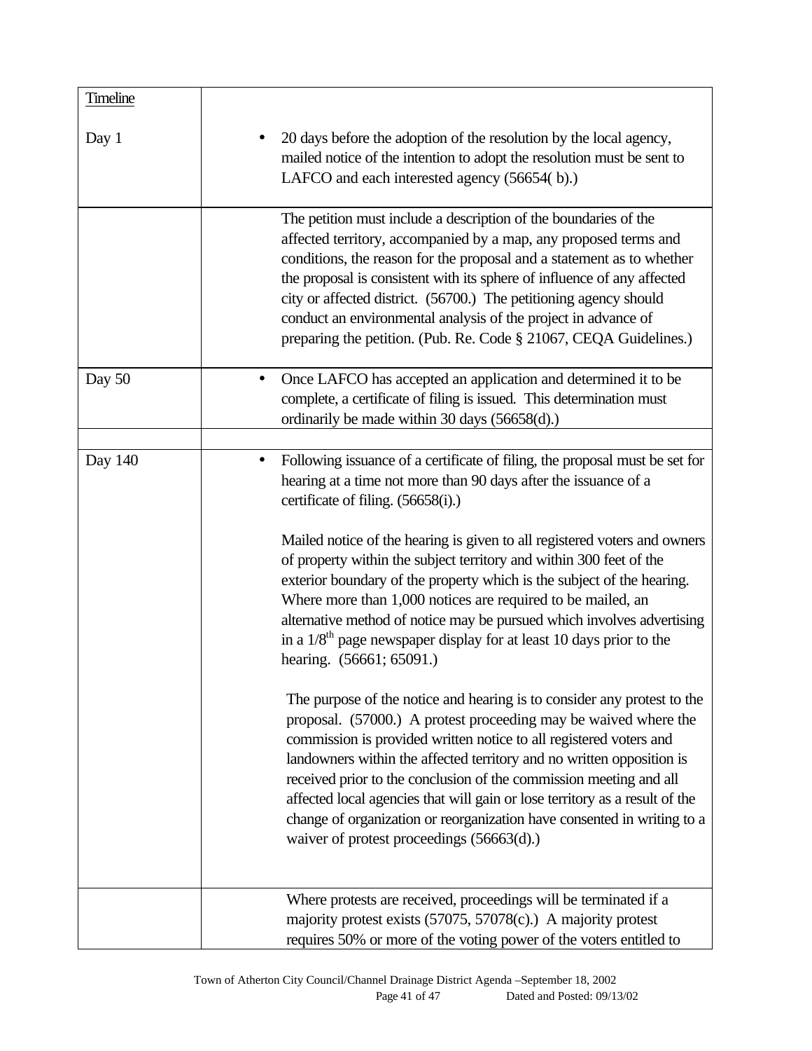| Timeline | |
|---|---|
| Day 1 | • 20 days before the adoption of the resolution by the local agency, mailed notice of the intention to adopt the resolution must be sent to LAFCO and each interested agency (56654( b).) |
| | The petition must include a description of the boundaries of the affected territory, accompanied by a map, any proposed terms and conditions, the reason for the proposal and a statement as to whether the proposal is consistent with its sphere of influence of any affected city or affected district. (56700.) The petitioning agency should conduct an environmental analysis of the project in advance of preparing the petition. (Pub. Re. Code § 21067, CEQA Guidelines.) |
| Day 50 | • Once LAFCO has accepted an application and determined it to be complete, a certificate of filing is issued. This determination must ordinarily be made within 30 days (56658(d).) |
| | |
| Day 140 | • Following issuance of a certificate of filing, the proposal must be set for hearing at a time not more than 90 days after the issuance of a certificate of filing. (56658(i).)<br><br>Mailed notice of the hearing is given to all registered voters and owners of property within the subject territory and within 300 feet of the exterior boundary of the property which is the subject of the hearing. Where more than 1,000 notices are required to be mailed, an alternative method of notice may be pursued which involves advertising in a 1/8th page newspaper display for at least 10 days prior to the hearing. (56661; 65091.)<br><br>The purpose of the notice and hearing is to consider any protest to the proposal. (57000.) A protest proceeding may be waived where the commission is provided written notice to all registered voters and landowners within the affected territory and no written opposition is received prior to the conclusion of the commission meeting and all affected local agencies that will gain or lose territory as a result of the change of organization or reorganization have consented in writing to a waiver of protest proceedings (56663(d).) |
| | Where protests are received, proceedings will be terminated if a majority protest exists (57075, 57078(c).) A majority protest requires 50% or more of the voting power of the voters entitled to |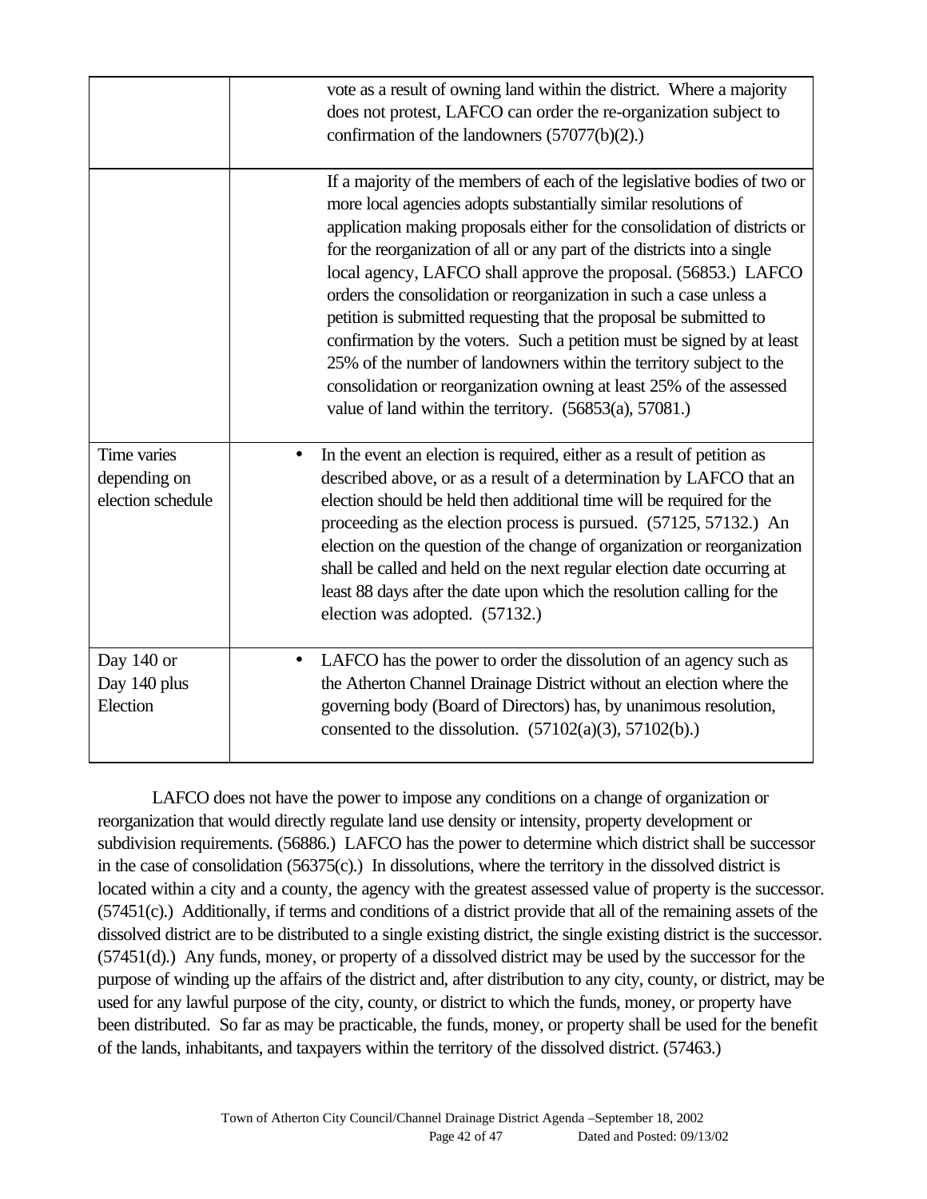| | |
|---|---|
| | vote as a result of owning land within the district. Where a majority does not protest, LAFCO can order the re-organization subject to confirmation of the landowners (57077(b)(2).) |
| | If a majority of the members of each of the legislative bodies of two or more local agencies adopts substantially similar resolutions of application making proposals either for the consolidation of districts or for the reorganization of all or any part of the districts into a single local agency, LAFCO shall approve the proposal. (56853.) LAFCO orders the consolidation or reorganization in such a case unless a petition is submitted requesting that the proposal be submitted to confirmation by the voters. Such a petition must be signed by at least 25% of the number of landowners within the territory subject to the consolidation or reorganization owning at least 25% of the assessed value of land within the territory. (56853(a), 57081.) |
| Time varies depending on election schedule | • In the event an election is required, either as a result of petition as described above, or as a result of a determination by LAFCO that an election should be held then additional time will be required for the proceeding as the election process is pursued. (57125, 57132.) An election on the question of the change of organization or reorganization shall be called and held on the next regular election date occurring at least 88 days after the date upon which the resolution calling for the election was adopted. (57132.) |
| Day 140 or Day 140 plus Election | • LAFCO has the power to order the dissolution of an agency such as the Atherton Channel Drainage District without an election where the governing body (Board of Directors) has, by unanimous resolution, consented to the dissolution. (57102(a)(3), 57102(b).) |

LAFCO does not have the power to impose any conditions on a change of organization or reorganization that would directly regulate land use density or intensity, property development or subdivision requirements. (56886.) LAFCO has the power to determine which district shall be successor in the case of consolidation (56375(c).) In dissolutions, where the territory in the dissolved district is located within a city and a county, the agency with the greatest assessed value of property is the successor. (57451(c).) Additionally, if terms and conditions of a district provide that all of the remaining assets of the dissolved district are to be distributed to a single existing district, the single existing district is the successor. (57451(d).) Any funds, money, or property of a dissolved district may be used by the successor for the purpose of winding up the affairs of the district and, after distribution to any city, county, or district, may be used for any lawful purpose of the city, county, or district to which the funds, money, or property have been distributed. So far as may be practicable, the funds, money, or property shall be used for the benefit of the lands, inhabitants, and taxpayers within the territory of the dissolved district. (57463.)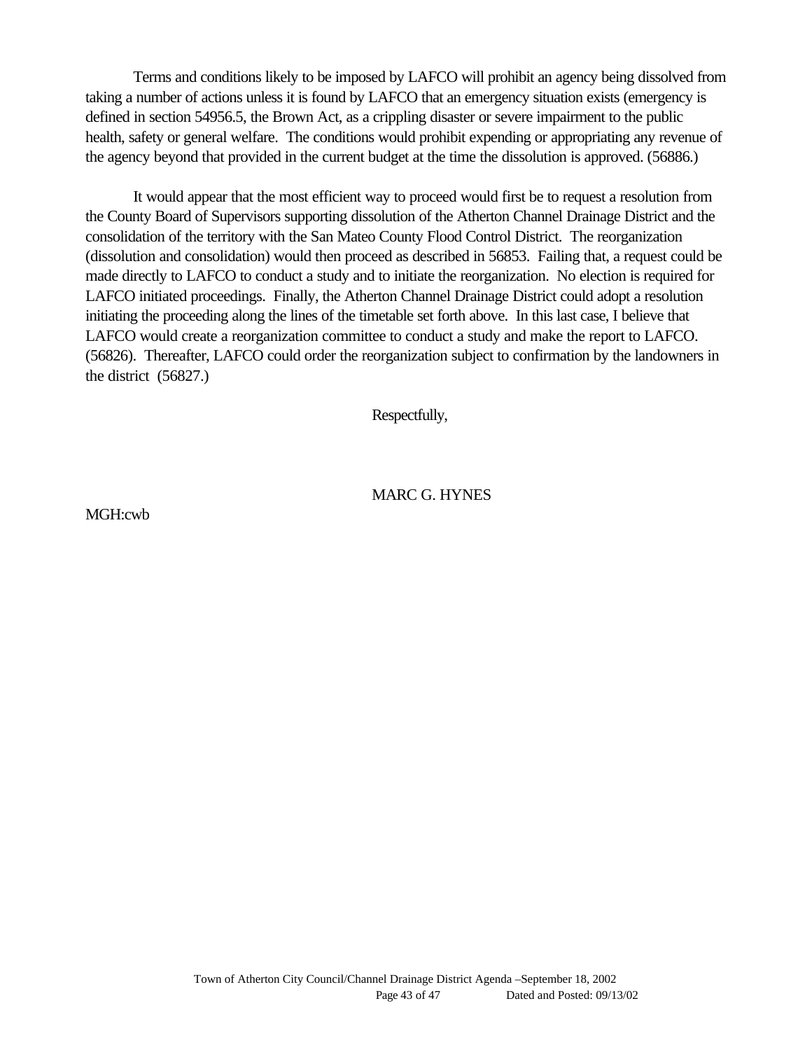Terms and conditions likely to be imposed by LAFCO will prohibit an agency being dissolved from taking a number of actions unless it is found by LAFCO that an emergency situation exists (emergency is defined in section 54956.5, the Brown Act, as a crippling disaster or severe impairment to the public health, safety or general welfare. The conditions would prohibit expending or appropriating any revenue of the agency beyond that provided in the current budget at the time the dissolution is approved. (56886.)

It would appear that the most efficient way to proceed would first be to request a resolution from the County Board of Supervisors supporting dissolution of the Atherton Channel Drainage District and the consolidation of the territory with the San Mateo County Flood Control District. The reorganization (dissolution and consolidation) would then proceed as described in 56853. Failing that, a request could be made directly to LAFCO to conduct a study and to initiate the reorganization. No election is required for LAFCO initiated proceedings. Finally, the Atherton Channel Drainage District could adopt a resolution initiating the proceeding along the lines of the timetable set forth above. In this last case, I believe that LAFCO would create a reorganization committee to conduct a study and make the report to LAFCO. (56826). Thereafter, LAFCO could order the reorganization subject to confirmation by the landowners in the district (56827.)

Respectfully,

MARC G. HYNES

MGH:cwb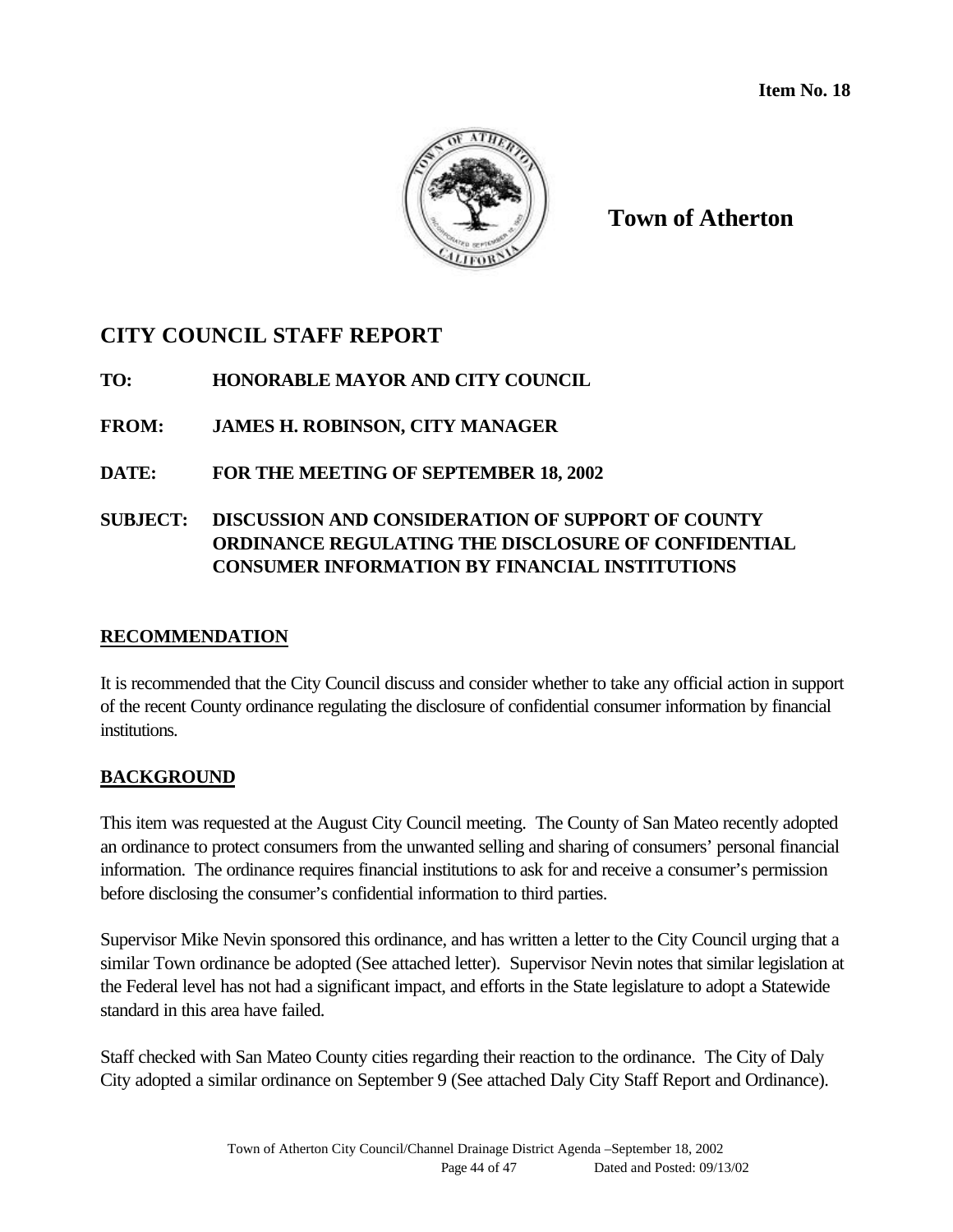**Item No. 18**

**Town of Atherton**

## CITY COUNCIL STAFF REPORT

**TO:** HONORABLE MAYOR AND CITY COUNCIL

**FROM:** JAMES H. ROBINSON, CITY MANAGER

**DATE:** FOR THE MEETING OF SEPTEMBER 18, 2002

**SUBJECT:** DISCUSSION AND CONSIDERATION OF SUPPORT OF COUNTY ORDINANCE REGULATING THE DISCLOSURE OF CONFIDENTIAL CONSUMER INFORMATION BY FINANCIAL INSTITUTIONS

### RECOMMENDATION

It is recommended that the City Council discuss and consider whether to take any official action in support of the recent County ordinance regulating the disclosure of confidential consumer information by financial institutions.

### BACKGROUND

This item was requested at the August City Council meeting. The County of San Mateo recently adopted an ordinance to protect consumers from the unwanted selling and sharing of consumers' personal financial information. The ordinance requires financial institutions to ask for and receive a consumer's permission before disclosing the consumer's confidential information to third parties.

Supervisor Mike Nevin sponsored this ordinance, and has written a letter to the City Council urging that a similar Town ordinance be adopted (See attached letter). Supervisor Nevin notes that similar legislation at the Federal level has not had a significant impact, and efforts in the State legislature to adopt a Statewide standard in this area have failed.

Staff checked with San Mateo County cities regarding their reaction to the ordinance. The City of Daly City adopted a similar ordinance on September 9 (See attached Daly City Staff Report and Ordinance).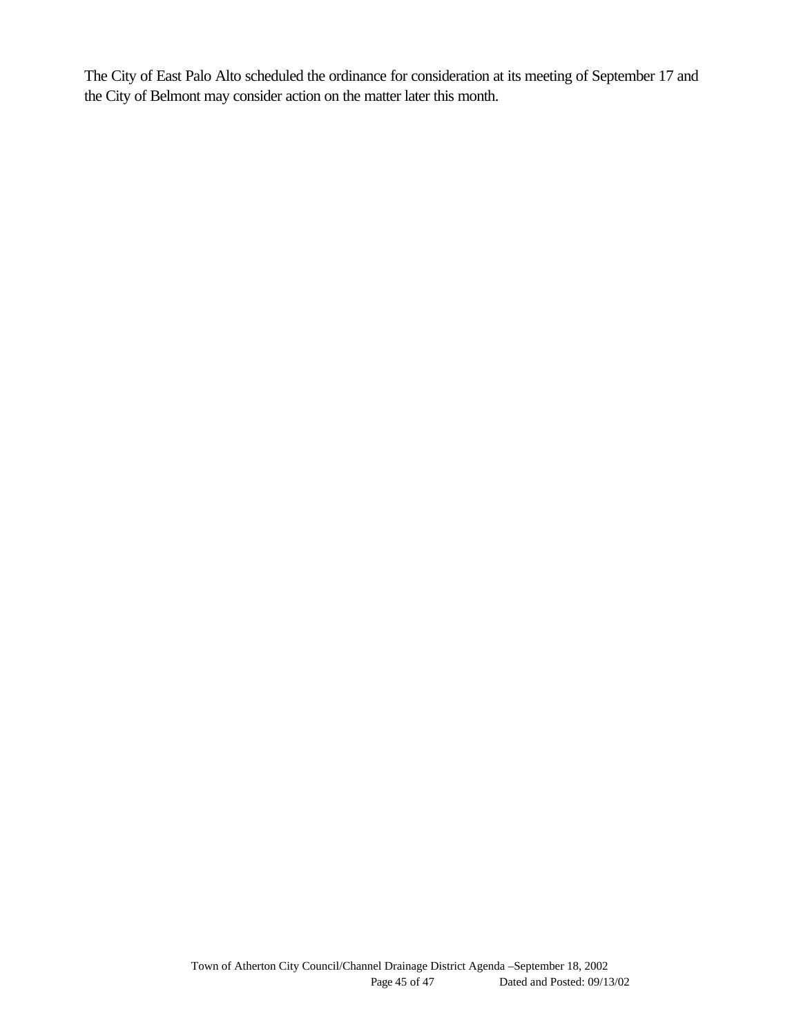The City of East Palo Alto scheduled the ordinance for consideration at its meeting of September 17 and the City of Belmont may consider action on the matter later this month.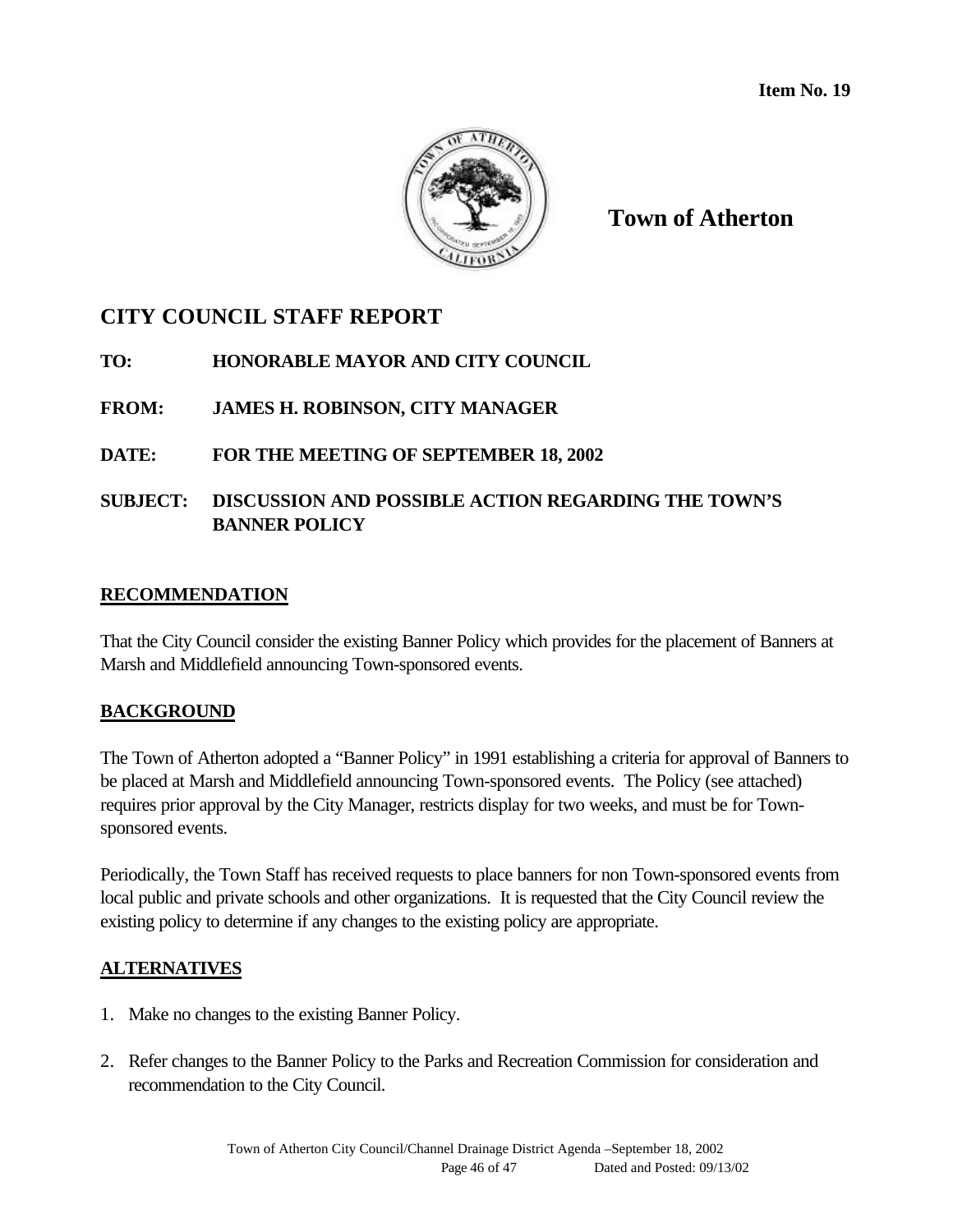**Item No. 19**

**Town of Atherton**

## CITY COUNCIL STAFF REPORT

**TO:** **HONORABLE MAYOR AND CITY COUNCIL**

**FROM:** **JAMES H. ROBINSON, CITY MANAGER**

**DATE:** **FOR THE MEETING OF SEPTEMBER 18, 2002**

**SUBJECT:** **DISCUSSION AND POSSIBLE ACTION REGARDING THE TOWN'S BANNER POLICY**

### RECOMMENDATION

That the City Council consider the existing Banner Policy which provides for the placement of Banners at Marsh and Middlefield announcing Town-sponsored events.

### BACKGROUND

The Town of Atherton adopted a "Banner Policy" in 1991 establishing a criteria for approval of Banners to be placed at Marsh and Middlefield announcing Town-sponsored events. The Policy (see attached) requires prior approval by the City Manager, restricts display for two weeks, and must be for Town-sponsored events.

Periodically, the Town Staff has received requests to place banners for non Town-sponsored events from local public and private schools and other organizations. It is requested that the City Council review the existing policy to determine if any changes to the existing policy are appropriate.

### ALTERNATIVES

1. Make no changes to the existing Banner Policy.
2. Refer changes to the Banner Policy to the Parks and Recreation Commission for consideration and recommendation to the City Council.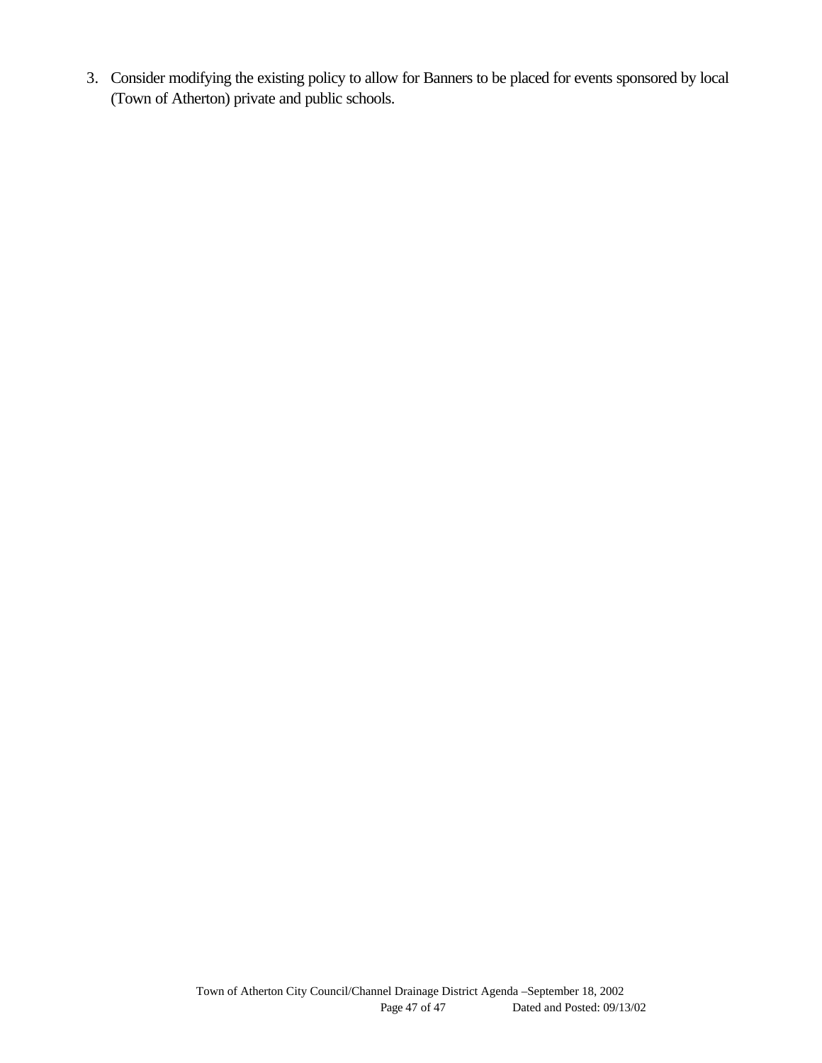3. Consider modifying the existing policy to allow for Banners to be placed for events sponsored by local (Town of Atherton) private and public schools.